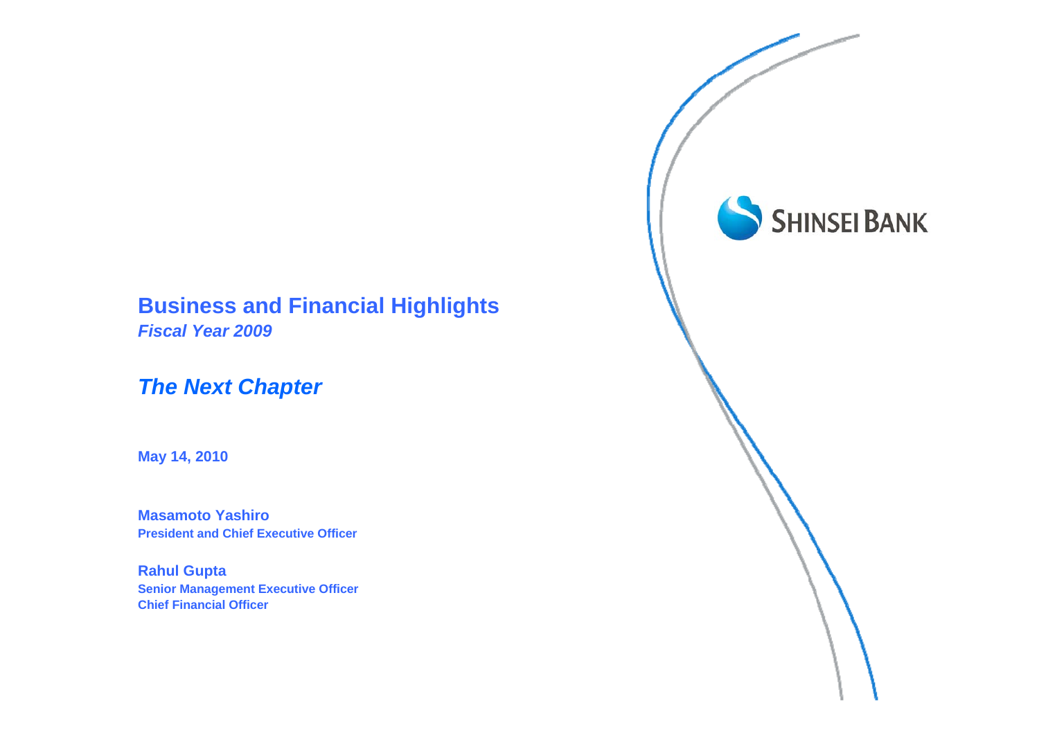SHINSEI BANK

# Business and Financial Highlights

***Fiscal Year 2009***

## *The Next Chapter*

**May 14, 2010**

**Masamoto Yashiro**
**President and Chief Executive Officer**

**Rahul Gupta**
**Senior Management Executive Officer**
**Chief Financial Officer**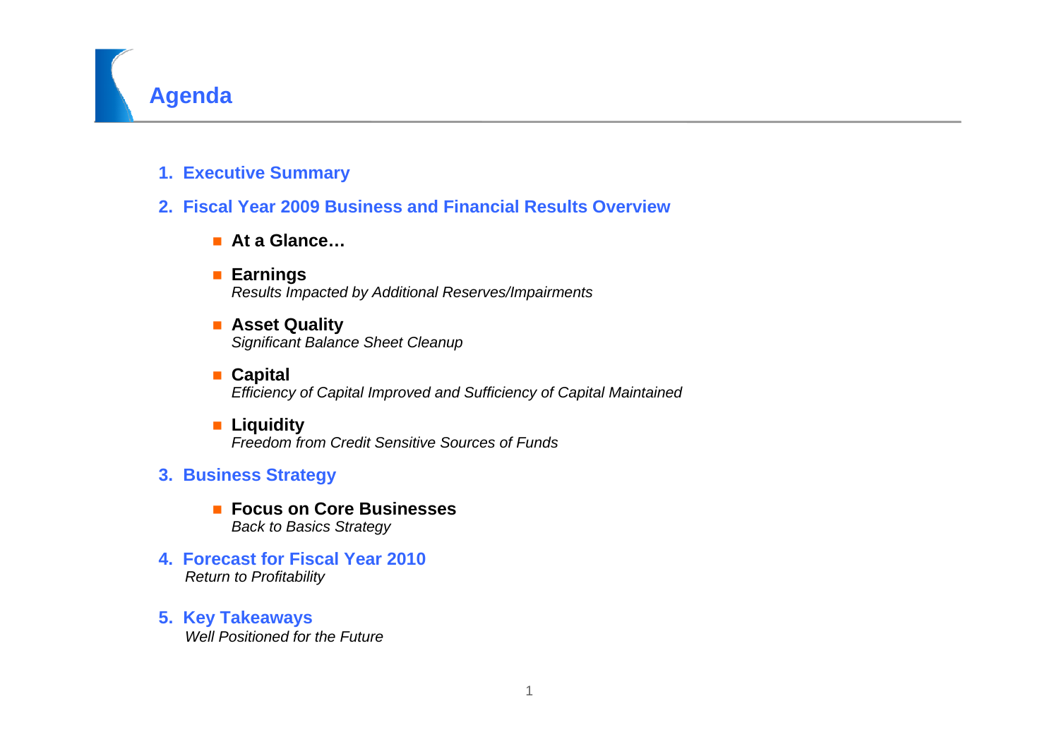# Agenda

1. **Executive Summary**

2. **Fiscal Year 2009 Business and Financial Results Overview**

   - **At a Glance…**
   - **Earnings**
     *Results Impacted by Additional Reserves/Impairments*
   - **Asset Quality**
     *Significant Balance Sheet Cleanup*
   - **Capital**
     *Efficiency of Capital Improved and Sufficiency of Capital Maintained*
   - **Liquidity**
     *Freedom from Credit Sensitive Sources of Funds*

3. **Business Strategy**

   - **Focus on Core Businesses**
     *Back to Basics Strategy*

4. **Forecast for Fiscal Year 2010**
   *Return to Profitability*

5. **Key Takeaways**
   *Well Positioned for the Future*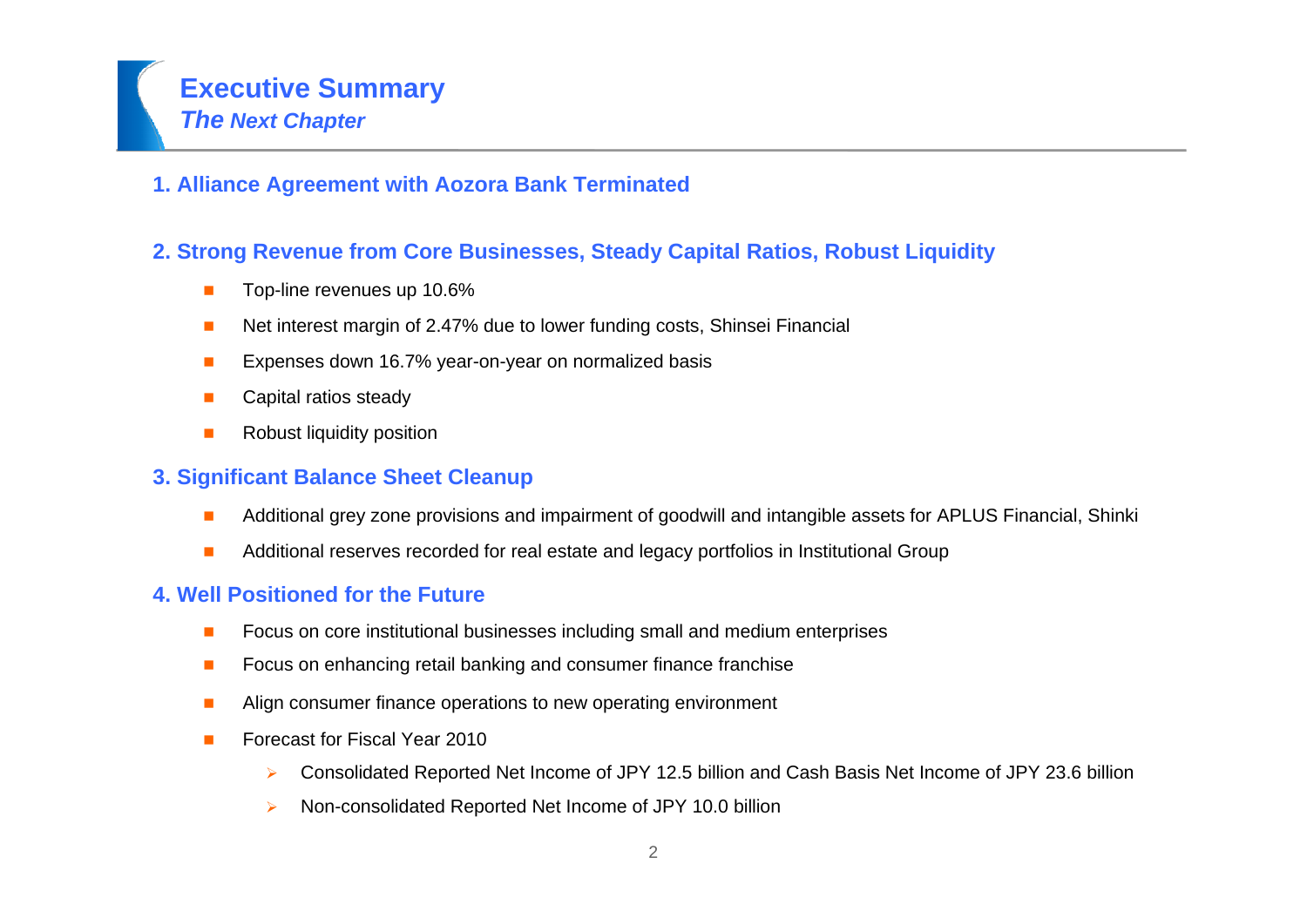# Executive Summary

## *The Next Chapter*

### 1. Alliance Agreement with Aozora Bank Terminated

### 2. Strong Revenue from Core Businesses, Steady Capital Ratios, Robust Liquidity

- Top-line revenues up 10.6%
- Net interest margin of 2.47% due to lower funding costs, Shinsei Financial
- Expenses down 16.7% year-on-year on normalized basis
- Capital ratios steady
- Robust liquidity position

### 3. Significant Balance Sheet Cleanup

- Additional grey zone provisions and impairment of goodwill and intangible assets for APLUS Financial, Shinki
- Additional reserves recorded for real estate and legacy portfolios in Institutional Group

### 4. Well Positioned for the Future

- Focus on core institutional businesses including small and medium enterprises
- Focus on enhancing retail banking and consumer finance franchise
- Align consumer finance operations to new operating environment
- Forecast for Fiscal Year 2010
  - Consolidated Reported Net Income of JPY 12.5 billion and Cash Basis Net Income of JPY 23.6 billion
  - Non-consolidated Reported Net Income of JPY 10.0 billion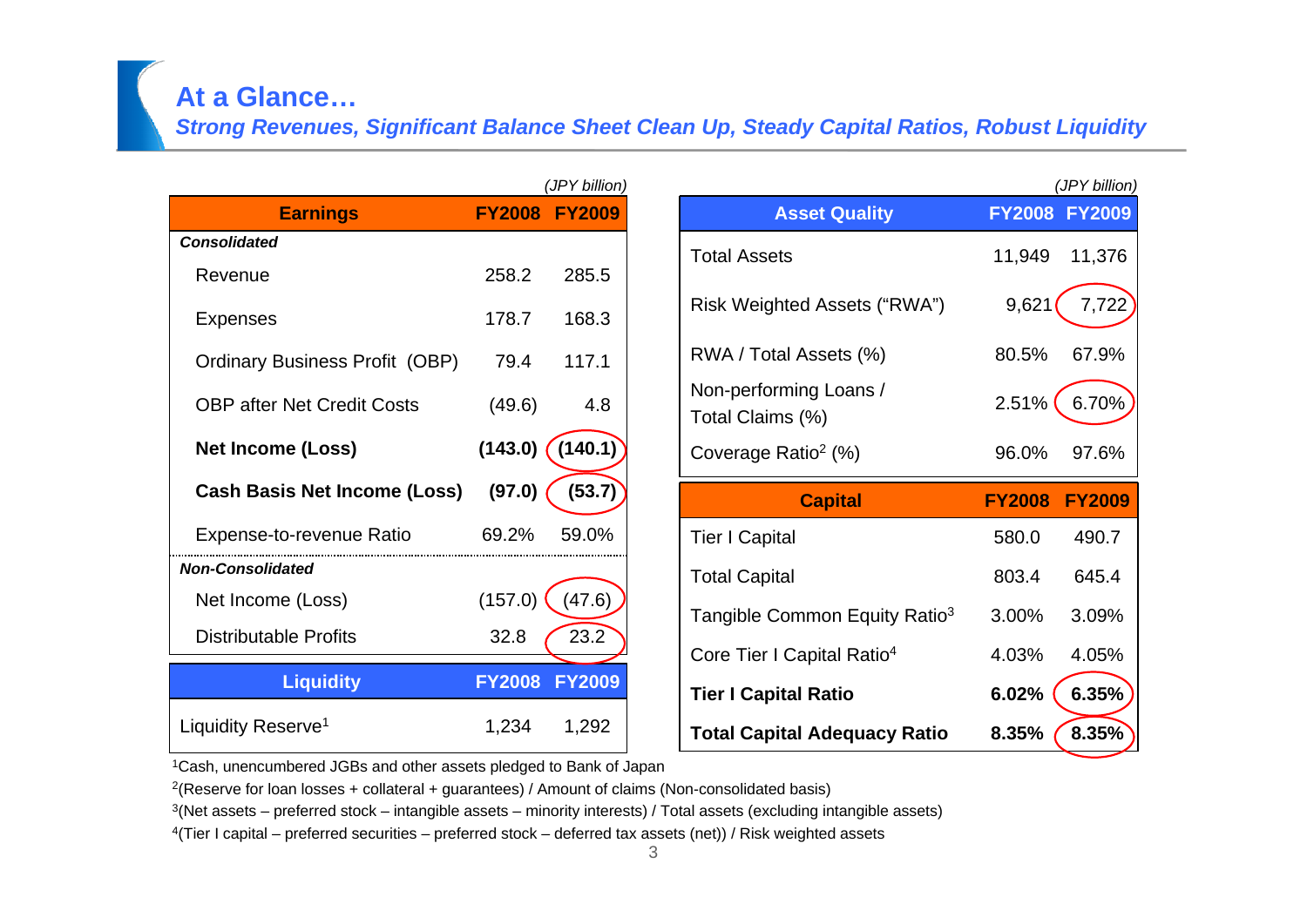# At a Glance…

## *Strong Revenues, Significant Balance Sheet Clean Up, Steady Capital Ratios, Robust Liquidity*

*(JPY billion)*

| Earnings | FY2008 | FY2009 |
|---|---|---|
| ***Consolidated*** | | |
| Revenue | 258.2 | 285.5 |
| Expenses | 178.7 | 168.3 |
| Ordinary Business Profit (OBP) | 79.4 | 117.1 |
| OBP after Net Credit Costs | (49.6) | 4.8 |
| **Net Income (Loss)** | **(143.0)** | **(140.1)** |
| **Cash Basis Net Income (Loss)** | **(97.0)** | **(53.7)** |
| Expense-to-revenue Ratio | 69.2% | 59.0% |
| ***Non-Consolidated*** | | |
| Net Income (Loss) | (157.0) | (47.6) |
| Distributable Profits | 32.8 | 23.2 |

| Liquidity | FY2008 | FY2009 |
|---|---|---|
| Liquidity Reserve[1] | 1,234 | 1,292 |

*(JPY billion)*

| Asset Quality | FY2008 | FY2009 |
|---|---|---|
| Total Assets | 11,949 | 11,376 |
| Risk Weighted Assets ("RWA") | 9,621 | 7,722 |
| RWA / Total Assets (%) | 80.5% | 67.9% |
| Non-performing Loans / Total Claims (%) | 2.51% | 6.70% |
| Coverage Ratio[2] (%) | 96.0% | 97.6% |

| Capital | FY2008 | FY2009 |
|---|---|---|
| Tier I Capital | 580.0 | 490.7 |
| Total Capital | 803.4 | 645.4 |
| Tangible Common Equity Ratio[3] | 3.00% | 3.09% |
| Core Tier I Capital Ratio[4] | 4.03% | 4.05% |
| **Tier I Capital Ratio** | **6.02%** | **6.35%** |
| **Total Capital Adequacy Ratio** | **8.35%** | **8.35%** |

[1]Cash, unencumbered JGBs and other assets pledged to Bank of Japan

[2](Reserve for loan losses + collateral + guarantees) / Amount of claims (Non-consolidated basis)

[3](Net assets – preferred stock – intangible assets – minority interests) / Total assets (excluding intangible assets)

[4](Tier I capital – preferred securities – preferred stock – deferred tax assets (net)) / Risk weighted assets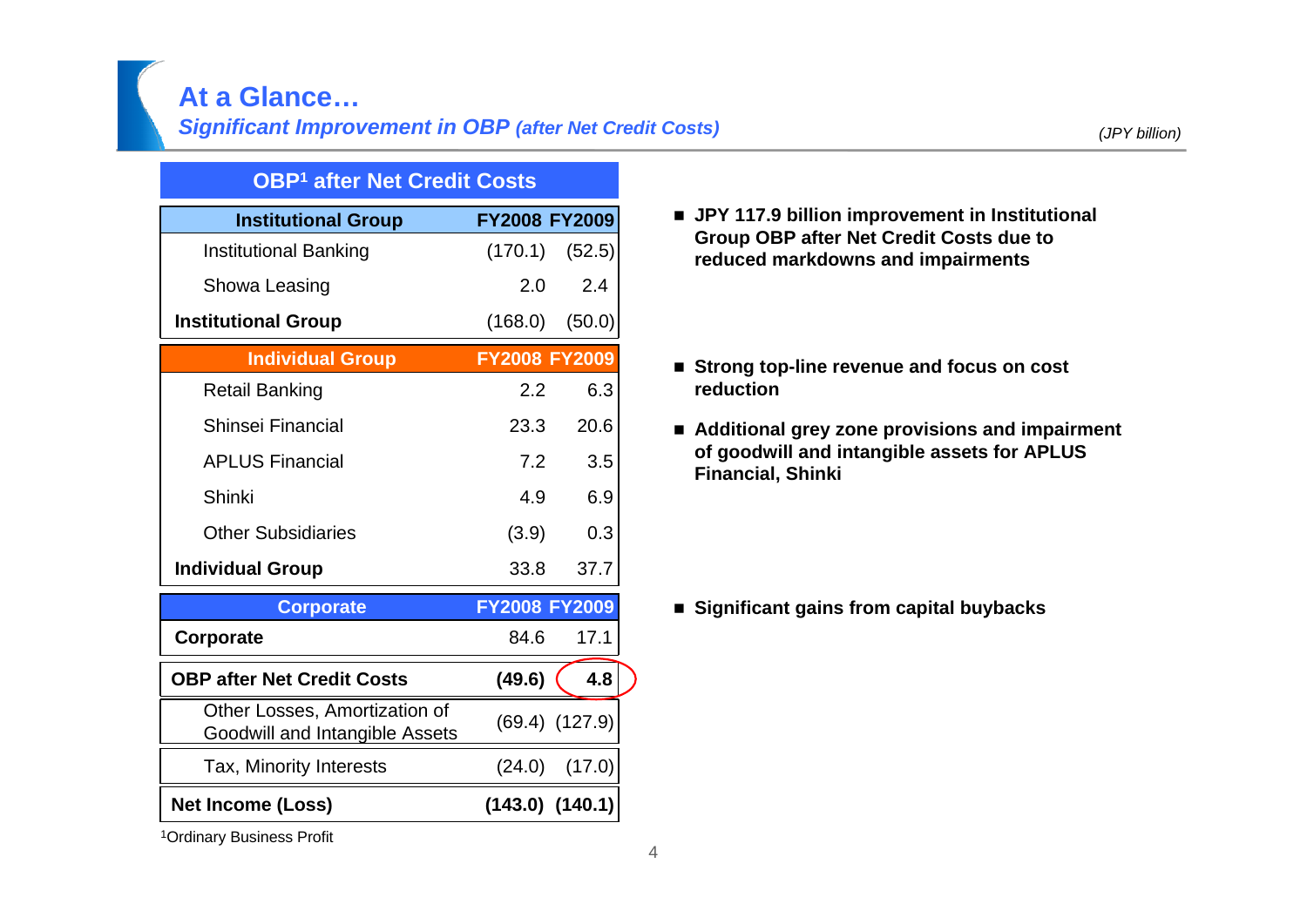# At a Glance…

## *Significant Improvement in OBP (after Net Credit Costs)*

*(JPY billion)*

**OBP[1] after Net Credit Costs**

| Institutional Group | FY2008 | FY2009 |
|---|---|---|
| Institutional Banking | (170.1) | (52.5) |
| Showa Leasing | 2.0 | 2.4 |
| **Institutional Group** | (168.0) | (50.0) |
| **Individual Group** | **FY2008** | **FY2009** |
| Retail Banking | 2.2 | 6.3 |
| Shinsei Financial | 23.3 | 20.6 |
| APLUS Financial | 7.2 | 3.5 |
| Shinki | 4.9 | 6.9 |
| Other Subsidiaries | (3.9) | 0.3 |
| **Individual Group** | 33.8 | 37.7 |
| **Corporate** | **FY2008** | **FY2009** |
| **Corporate** | 84.6 | 17.1 |
| **OBP after Net Credit Costs** | **(49.6)** | **4.8** |
| Other Losses, Amortization of Goodwill and Intangible Assets | (69.4) | (127.9) |
| Tax, Minority Interests | (24.0) | (17.0) |
| **Net Income (Loss)** | **(143.0)** | **(140.1)** |

[1]Ordinary Business Profit

- **JPY 117.9 billion improvement in Institutional Group OBP after Net Credit Costs due to reduced markdowns and impairments**
- **Strong top-line revenue and focus on cost reduction**
- **Additional grey zone provisions and impairment of goodwill and intangible assets for APLUS Financial, Shinki**
- **Significant gains from capital buybacks**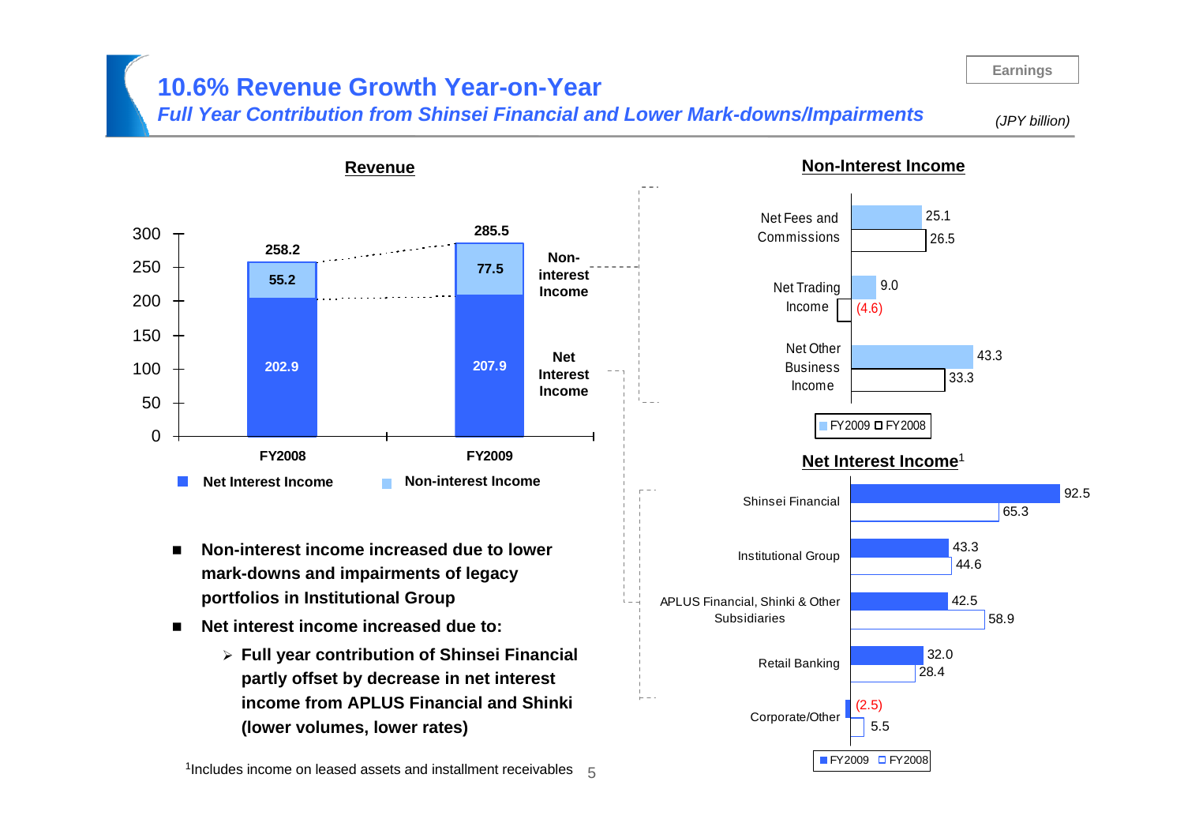# 10.6% Revenue Growth Year-on-Year

*Full Year Contribution from Shinsei Financial and Lower Mark-downs/Impairments*

Earnings

*(JPY billion)*

## Revenue

| | FY2008 | FY2009 |
|---|---|---|
| Net Interest Income | 202.9 | 207.9 |
| Non-interest Income | 55.2 | 77.5 |
| Total | 258.2 | 285.5 |

- **Non-interest income increased due to lower mark-downs and impairments of legacy portfolios in Institutional Group**
- **Net interest income increased due to:**
  - **Full year contribution of Shinsei Financial partly offset by decrease in net interest income from APLUS Financial and Shinki (lower volumes, lower rates)**

## Non-Interest Income

| | FY2009 | FY2008 |
|---|---|---|
| Net Fees and Commissions | 25.1 | 26.5 |
| Net Trading Income | 9.0 | (4.6) |
| Net Other Business Income | 43.3 | 33.3 |

## Net Interest Income[1]

| | FY2009 | FY2008 |
|---|---|---|
| Shinsei Financial | 92.5 | 65.3 |
| Institutional Group | 43.3 | 44.6 |
| APLUS Financial, Shinki & Other Subsidiaries | 42.5 | 58.9 |
| Retail Banking | 32.0 | 28.4 |
| Corporate/Other | (2.5) | 5.5 |

[1]Includes income on leased assets and installment receivables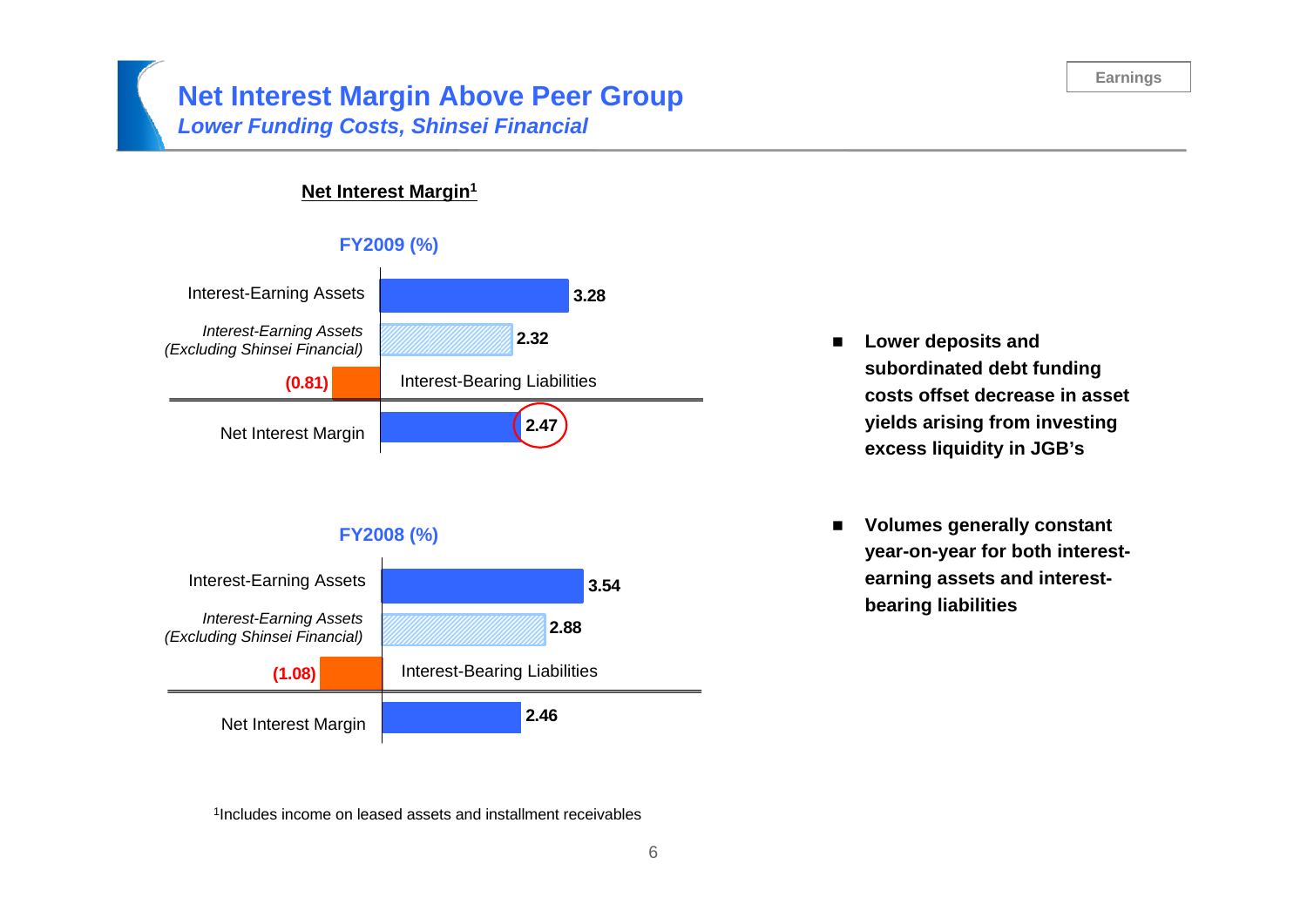# Net Interest Margin Above Peer Group

*Lower Funding Costs, Shinsei Financial*

**Net Interest Margin[1]**

**FY2009 (%)**

| | |
|---|---|
| Interest-Earning Assets | 3.28 |
| *Interest-Earning Assets (Excluding Shinsei Financial)* | 2.32 |
| Interest-Bearing Liabilities | (0.81) |
| Net Interest Margin | 2.47 |

**FY2008 (%)**

| | |
|---|---|
| Interest-Earning Assets | 3.54 |
| *Interest-Earning Assets (Excluding Shinsei Financial)* | 2.88 |
| Interest-Bearing Liabilities | (1.08) |
| Net Interest Margin | 2.46 |

- **Lower deposits and subordinated debt funding costs offset decrease in asset yields arising from investing excess liquidity in JGB's**
- **Volumes generally constant year-on-year for both interest-earning assets and interest-bearing liabilities**

[1]Includes income on leased assets and installment receivables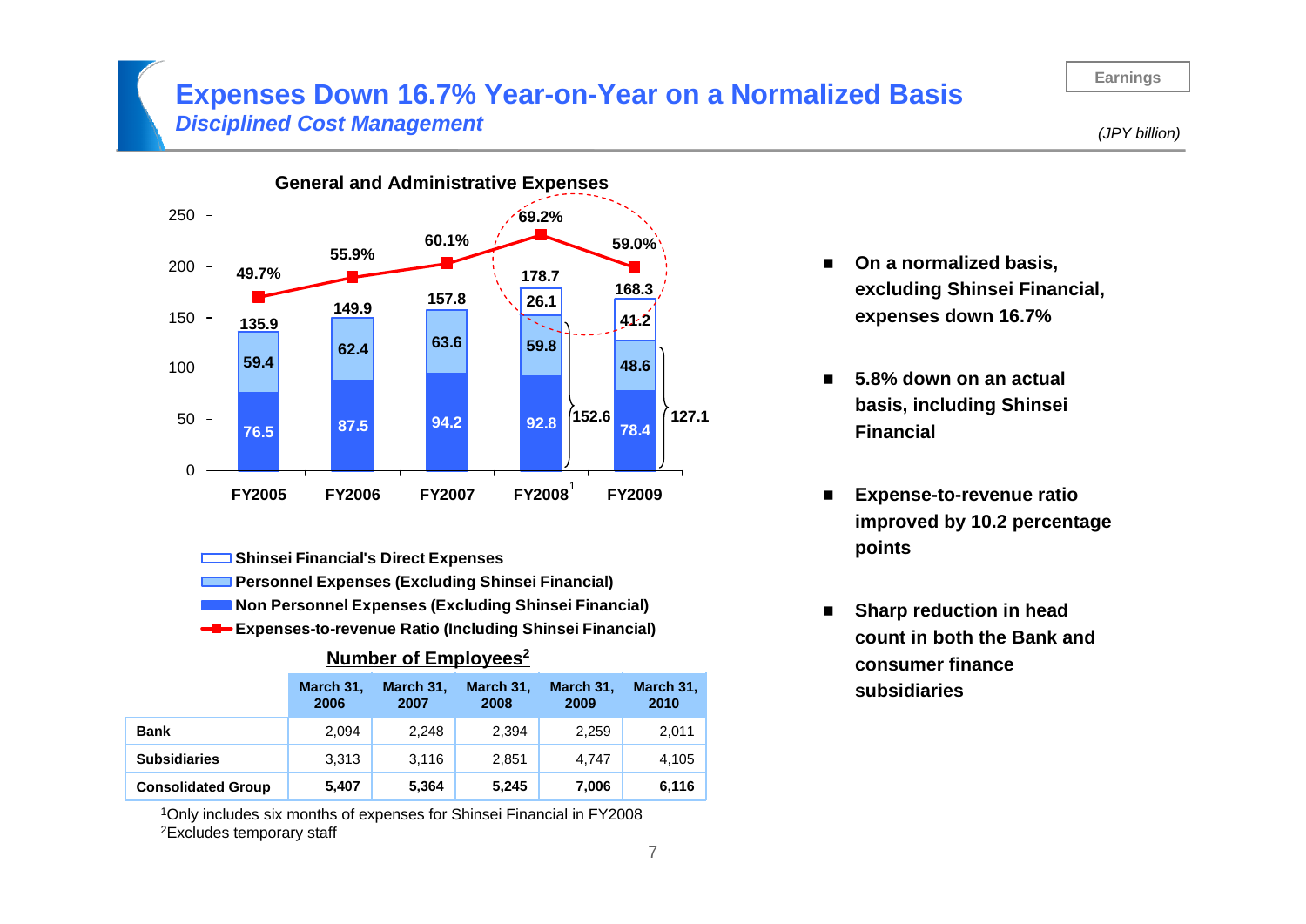# Expenses Down 16.7% Year-on-Year on a Normalized Basis

## *Disciplined Cost Management*

Earnings

*(JPY billion)*

### General and Administrative Expenses

| | FY2005 | FY2006 | FY2007 | FY2008[1] | FY2009 |
|---|---|---|---|---|---|
| Shinsei Financial's Direct Expenses | | | | 26.1 | 41.2 |
| Personnel Expenses (Excluding Shinsei Financial) | 59.4 | 62.4 | 63.6 | 59.8 | 48.6 |
| Non Personnel Expenses (Excluding Shinsei Financial) | 76.5 | 87.5 | 94.2 | 92.8 | 78.4 |
| Subtotal (Excluding Shinsei Financial) | | | | 152.6 | 127.1 |
| Total | 135.9 | 149.9 | 157.8 | 178.7 | 168.3 |
| Expenses-to-revenue Ratio (Including Shinsei Financial) | 49.7% | 55.9% | 60.1% | 69.2% | 59.0% |

- On a normalized basis, excluding Shinsei Financial, expenses down 16.7%
- 5.8% down on an actual basis, including Shinsei Financial
- Expense-to-revenue ratio improved by 10.2 percentage points
- Sharp reduction in head count in both the Bank and consumer finance subsidiaries

### Number of Employees[2]

| | March 31, 2006 | March 31, 2007 | March 31, 2008 | March 31, 2009 | March 31, 2010 |
|---|---|---|---|---|---|
| **Bank** | 2,094 | 2,248 | 2,394 | 2,259 | 2,011 |
| **Subsidiaries** | 3,313 | 3,116 | 2,851 | 4,747 | 4,105 |
| **Consolidated Group** | **5,407** | **5,364** | **5,245** | **7,006** | **6,116** |

[1]Only includes six months of expenses for Shinsei Financial in FY2008
[2]Excludes temporary staff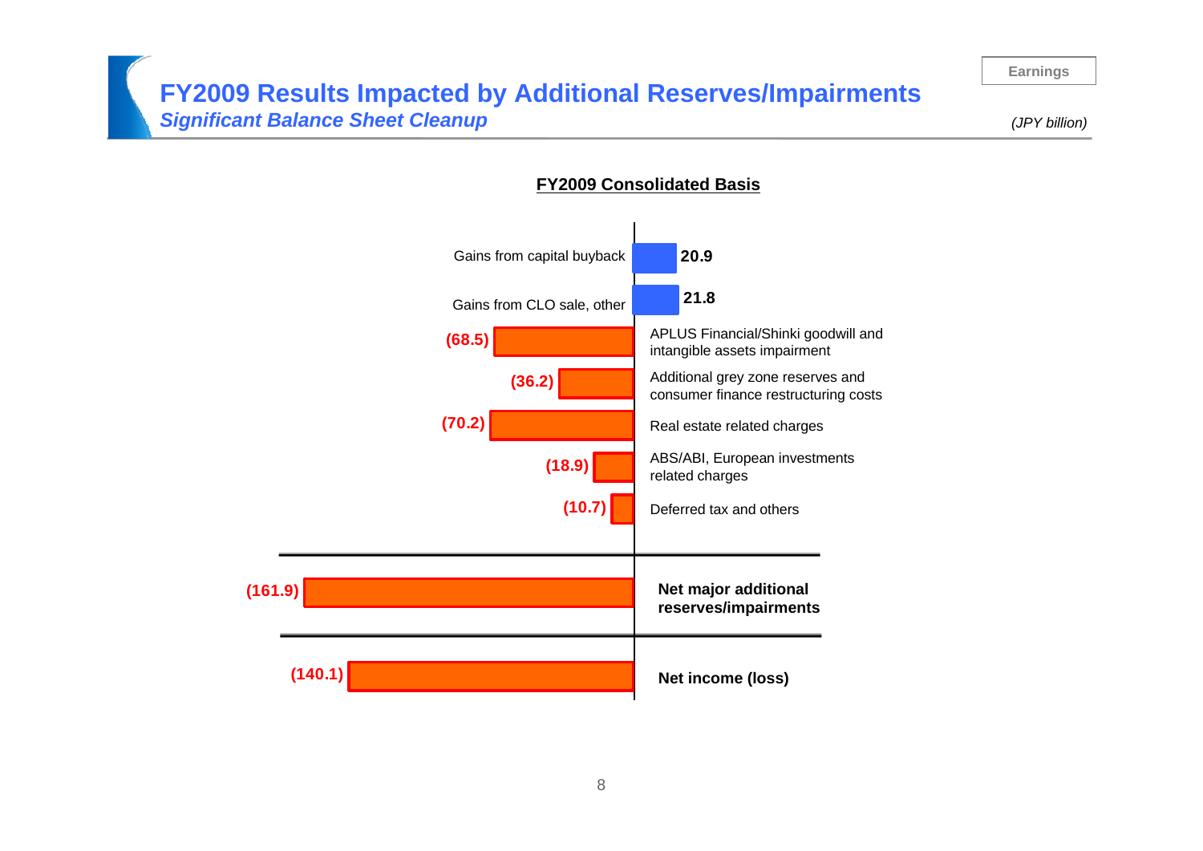# FY2009 Results Impacted by Additional Reserves/Impairments

***Significant Balance Sheet Cleanup***

Earnings

*(JPY billion)*

**FY2009 Consolidated Basis**

| Item | Amount |
|---|---|
| Gains from capital buyback | **20.9** |
| Gains from CLO sale, other | **21.8** |
| APLUS Financial/Shinki goodwill and intangible assets impairment | **(68.5)** |
| Additional grey zone reserves and consumer finance restructuring costs | **(36.2)** |
| Real estate related charges | **(70.2)** |
| ABS/ABI, European investments related charges | **(18.9)** |
| Deferred tax and others | **(10.7)** |
| **Net major additional reserves/impairments** | **(161.9)** |
| **Net income (loss)** | **(140.1)** |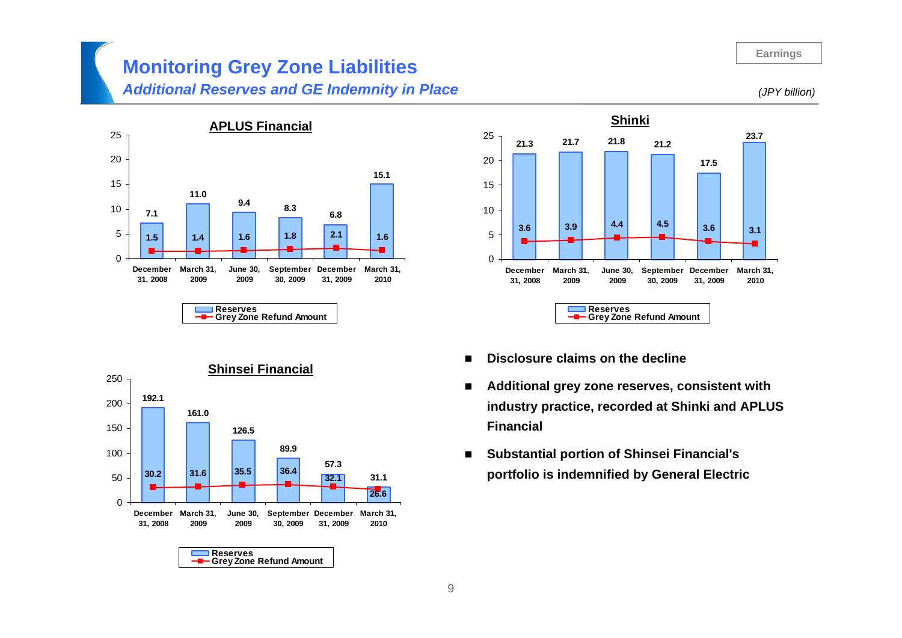# Monitoring Grey Zone Liabilities

***Additional Reserves and GE Indemnity in Place***

*(JPY billion)*

### APLUS Financial

| | December 31, 2008 | March 31, 2009 | June 30, 2009 | September 30, 2009 | December 31, 2009 | March 31, 2010 |
|---|---|---|---|---|---|---|
| Reserves | 7.1 | 11.0 | 9.4 | 8.3 | 6.8 | 15.1 |
| Grey Zone Refund Amount | 1.5 | 1.4 | 1.6 | 1.8 | 2.1 | 1.6 |

### Shinki

| | December 31, 2008 | March 31, 2009 | June 30, 2009 | September 30, 2009 | December 31, 2009 | March 31, 2010 |
|---|---|---|---|---|---|---|
| Reserves | 21.3 | 21.7 | 21.8 | 21.2 | 17.5 | 23.7 |
| Grey Zone Refund Amount | 3.6 | 3.9 | 4.4 | 4.5 | 3.6 | 3.1 |

### Shinsei Financial

| | December 31, 2008 | March 31, 2009 | June 30, 2009 | September 30, 2009 | December 31, 2009 | March 31, 2010 |
|---|---|---|---|---|---|---|
| Reserves | 192.1 | 161.0 | 126.5 | 89.9 | 57.3 | 31.1 |
| Grey Zone Refund Amount | 30.2 | 31.6 | 35.5 | 36.4 | 32.1 | 26.6 |

- **Disclosure claims on the decline**
- **Additional grey zone reserves, consistent with industry practice, recorded at Shinki and APLUS Financial**
- **Substantial portion of Shinsei Financial's portfolio is indemnified by General Electric**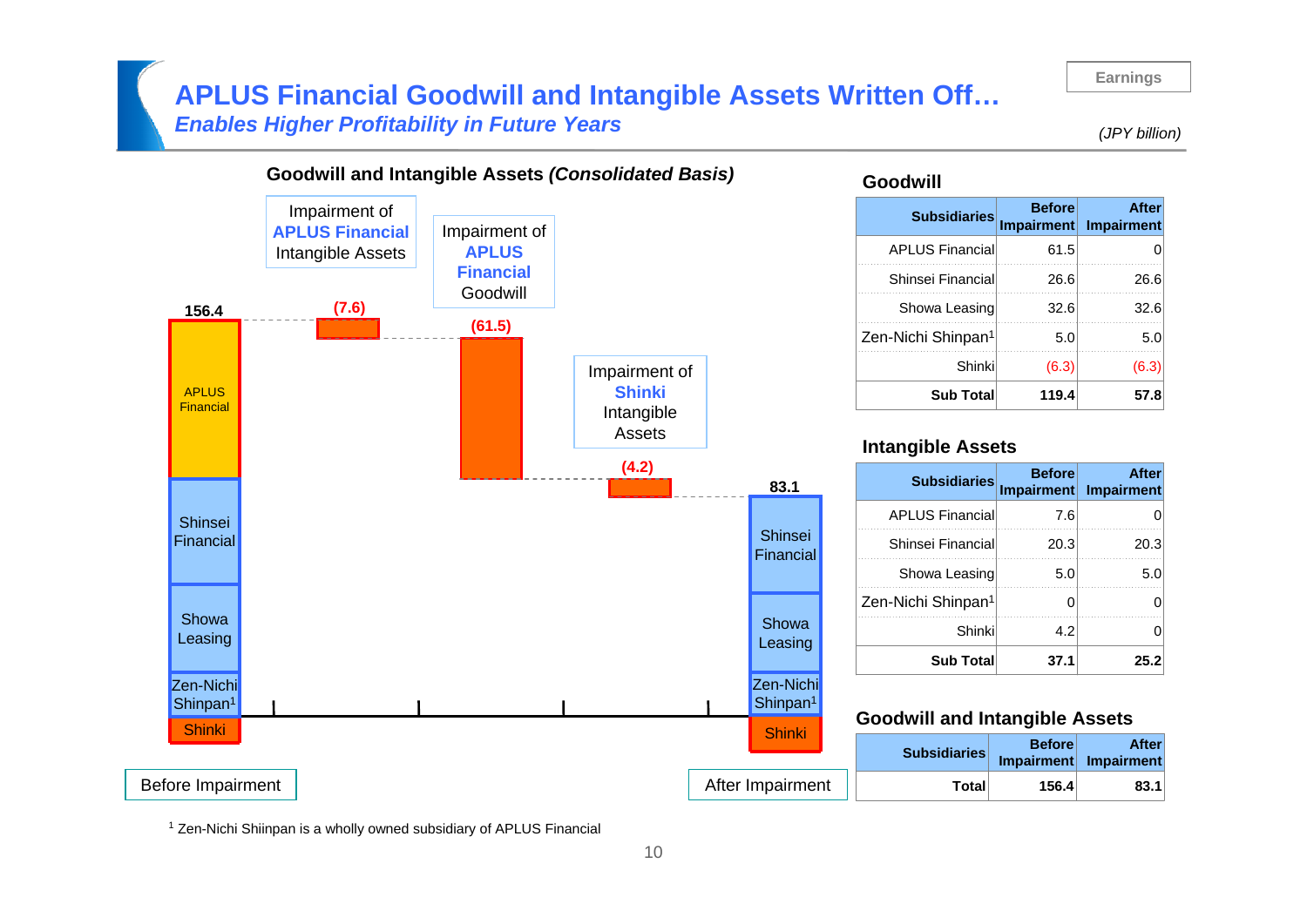# APLUS Financial Goodwill and Intangible Assets Written Off…

***Enables Higher Profitability in Future Years***

Earnings

*(JPY billion)*

## Goodwill and Intangible Assets *(Consolidated Basis)*

- Before Impairment: 156.4 (APLUS Financial, Shinsei Financial, Showa Leasing, Zen-Nichi Shinpan[1], Shinki)
- Impairment of **APLUS Financial** Intangible Assets: (7.6)
- Impairment of **APLUS Financial** Goodwill: (61.5)
- Impairment of **Shinki** Intangible Assets: (4.2)
- After Impairment: 83.1 (Shinsei Financial, Showa Leasing, Zen-Nichi Shinpan[1], Shinki)

### Goodwill

| Subsidiaries | Before Impairment | After Impairment |
|---|---|---|
| APLUS Financial | 61.5 | 0 |
| Shinsei Financial | 26.6 | 26.6 |
| Showa Leasing | 32.6 | 32.6 |
| Zen-Nichi Shinpan[1] | 5.0 | 5.0 |
| Shinki | (6.3) | (6.3) |
| **Sub Total** | **119.4** | **57.8** |

### Intangible Assets

| Subsidiaries | Before Impairment | After Impairment |
|---|---|---|
| APLUS Financial | 7.6 | 0 |
| Shinsei Financial | 20.3 | 20.3 |
| Showa Leasing | 5.0 | 5.0 |
| Zen-Nichi Shinpan[1] | 0 | 0 |
| Shinki | 4.2 | 0 |
| **Sub Total** | **37.1** | **25.2** |

### Goodwill and Intangible Assets

| Subsidiaries | Before Impairment | After Impairment |
|---|---|---|
| **Total** | **156.4** | **83.1** |

[1] Zen-Nichi Shiinpan is a wholly owned subsidiary of APLUS Financial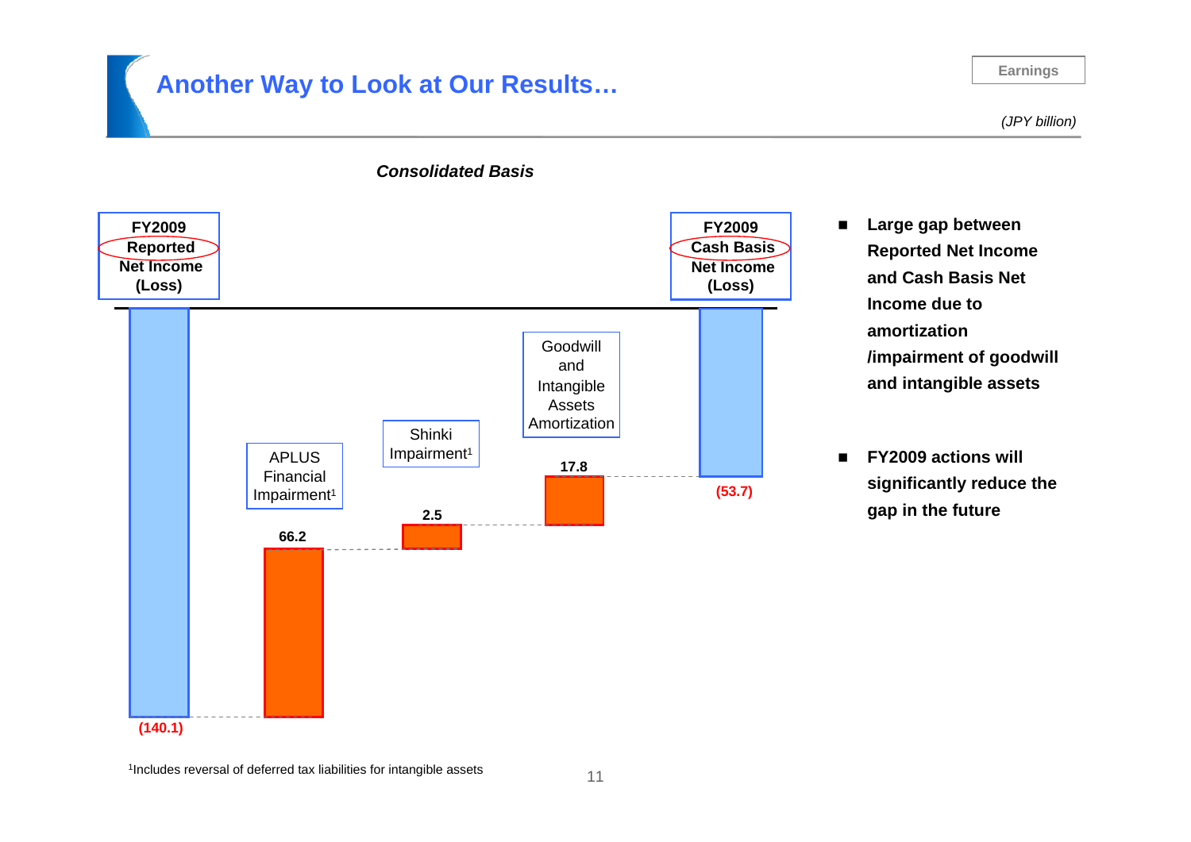# Another Way to Look at Our Results…

Earnings

*(JPY billion)*

***Consolidated Basis***

| Item | Amount |
|---|---|
| FY2009 Reported Net Income (Loss) | (140.1) |
| APLUS Financial Impairment[1] | 66.2 |
| Shinki Impairment[1] | 2.5 |
| Goodwill and Intangible Assets Amortization | 17.8 |
| FY2009 Cash Basis Net Income (Loss) | (53.7) |

- **Large gap between Reported Net Income and Cash Basis Net Income due to amortization /impairment of goodwill and intangible assets**
- **FY2009 actions will significantly reduce the gap in the future**

[1]Includes reversal of deferred tax liabilities for intangible assets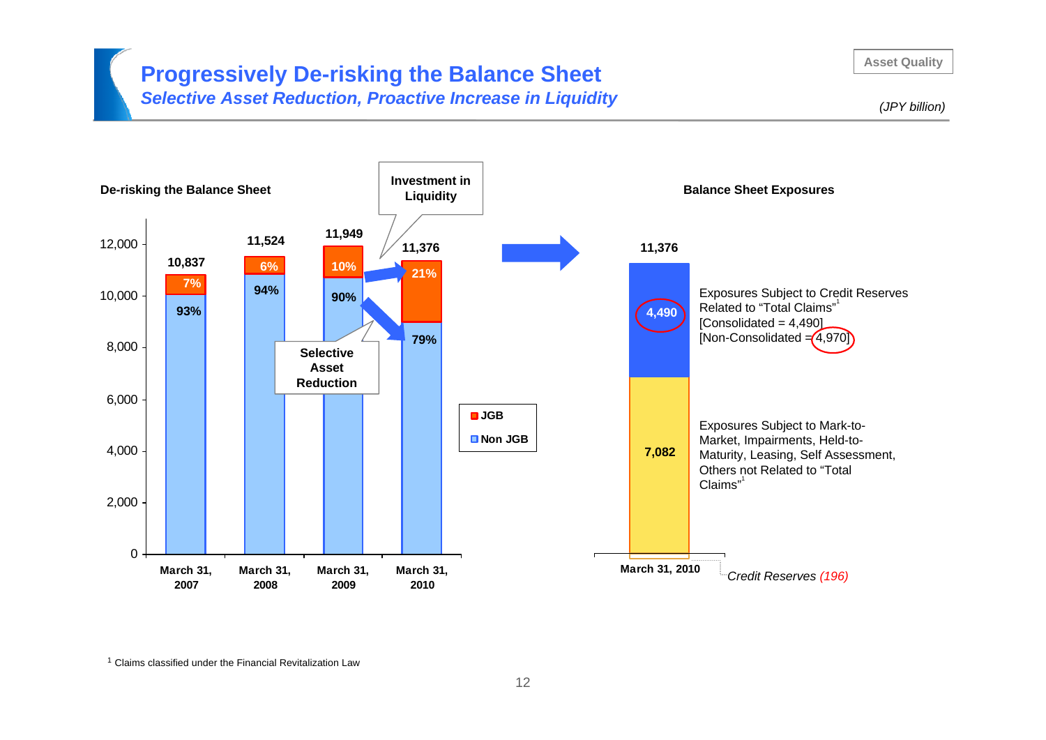# Progressively De-risking the Balance Sheet

## *Selective Asset Reduction, Proactive Increase in Liquidity*

Asset Quality

*(JPY billion)*

### De-risking the Balance Sheet

| | March 31, 2007 | March 31, 2008 | March 31, 2009 | March 31, 2010 |
|---|---|---|---|---|
| Total | 10,837 | 11,524 | 11,949 | 11,376 |
| JGB | 7% | 6% | 10% | 21% |
| Non JGB | 93% | 94% | 90% | 79% |

Investment in Liquidity

Selective Asset Reduction

### Balance Sheet Exposures

March 31, 2010: 11,376

| Component | Amount | Description |
|---|---|---|
| Upper | 4,490 | Exposures Subject to Credit Reserves Related to "Total Claims"[1] [Consolidated = 4,490] [Non-Consolidated = 4,970] |
| Lower | 7,082 | Exposures Subject to Mark-to-Market, Impairments, Held-to-Maturity, Leasing, Self Assessment, Others not Related to "Total Claims"[1] |

*Credit Reserves (196)*

[1] Claims classified under the Financial Revitalization Law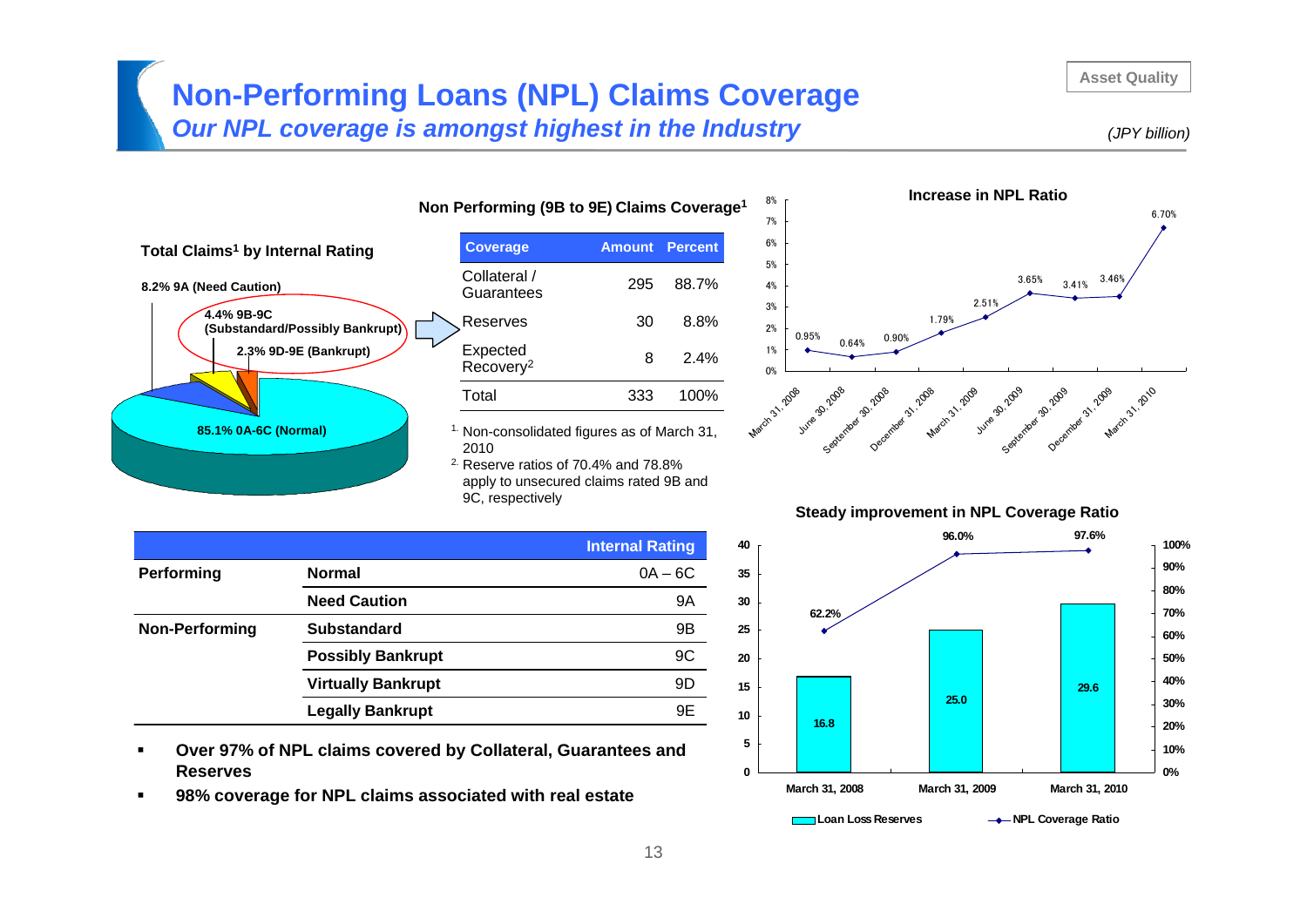# Non-Performing Loans (NPL) Claims Coverage

*Our NPL coverage is amongst highest in the Industry*

Asset Quality

*(JPY billion)*

**Total Claims[1] by Internal Rating**

- 8.2% 9A (Need Caution)
- 4.4% 9B-9C (Substandard/Possibly Bankrupt)
- 2.3% 9D-9E (Bankrupt)
- 85.1% 0A-6C (Normal)

**Non Performing (9B to 9E) Claims Coverage[1]**

| Coverage | Amount | Percent |
|---|---|---|
| Collateral / Guarantees | 295 | 88.7% |
| Reserves | 30 | 8.8% |
| Expected Recovery[2] | 8 | 2.4% |
| Total | 333 | 100% |

[1] Non-consolidated figures as of March 31, 2010

[2] Reserve ratios of 70.4% and 78.8% apply to unsecured claims rated 9B and 9C, respectively

**Increase in NPL Ratio**

| Date | NPL Ratio |
|---|---|
| March 31, 2008 | 0.95% |
| June 30, 2008 | 0.64% |
| September 30, 2008 | 0.90% |
| December 31, 2008 | 1.79% |
| March 31, 2009 | 2.51% |
| June 30, 2009 | 3.65% |
| September 30, 2009 | 3.41% |
| December 31, 2009 | 3.46% |
| March 31, 2010 | 6.70% |

| | | Internal Rating |
|---|---|---|
| **Performing** | **Normal** | 0A – 6C |
| | **Need Caution** | 9A |
| **Non-Performing** | **Substandard** | 9B |
| | **Possibly Bankrupt** | 9C |
| | **Virtually Bankrupt** | 9D |
| | **Legally Bankrupt** | 9E |

- **Over 97% of NPL claims covered by Collateral, Guarantees and Reserves**
- **98% coverage for NPL claims associated with real estate**

**Steady improvement in NPL Coverage Ratio**

| | Loan Loss Reserves | NPL Coverage Ratio |
|---|---|---|
| March 31, 2008 | 16.8 | 62.2% |
| March 31, 2009 | 25.0 | 96.0% |
| March 31, 2010 | 29.6 | 97.6% |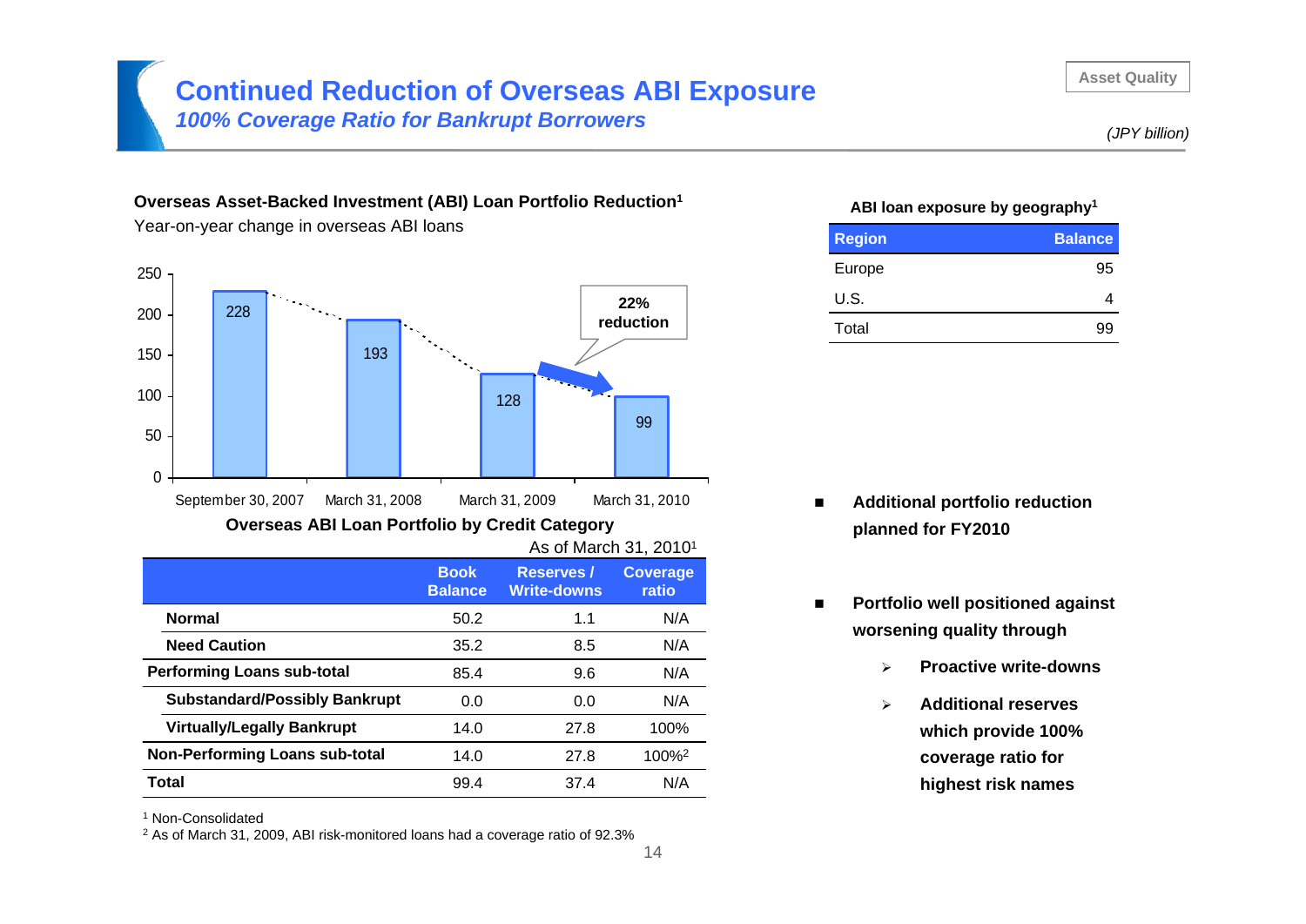# Continued Reduction of Overseas ABI Exposure

*100% Coverage Ratio for Bankrupt Borrowers*

Asset Quality

*(JPY billion)*

**Overseas Asset-Backed Investment (ABI) Loan Portfolio Reduction**[1]

Year-on-year change in overseas ABI loans

| | September 30, 2007 | March 31, 2008 | March 31, 2009 | March 31, 2010 |
|---|---|---|---|---|
| Overseas ABI loans | 228 | 193 | 128 | 99 |

22% reduction

**Overseas ABI Loan Portfolio by Credit Category**

As of March 31, 2010[1]

| | Book Balance | Reserves / Write-downs | Coverage ratio |
|---|---|---|---|
| **Normal** | 50.2 | 1.1 | N/A |
| **Need Caution** | 35.2 | 8.5 | N/A |
| **Performing Loans sub-total** | 85.4 | 9.6 | N/A |
| **Substandard/Possibly Bankrupt** | 0.0 | 0.0 | N/A |
| **Virtually/Legally Bankrupt** | 14.0 | 27.8 | 100% |
| **Non-Performing Loans sub-total** | 14.0 | 27.8 | 100%[2] |
| **Total** | 99.4 | 37.4 | N/A |

[1] Non-Consolidated

[2] As of March 31, 2009, ABI risk-monitored loans had a coverage ratio of 92.3%

**ABI loan exposure by geography**[1]

| Region | Balance |
|---|---|
| Europe | 95 |
| U.S. | 4 |
| Total | 99 |

- **Additional portfolio reduction planned for FY2010**
- **Portfolio well positioned against worsening quality through**
  - **Proactive write-downs**
  - **Additional reserves which provide 100% coverage ratio for highest risk names**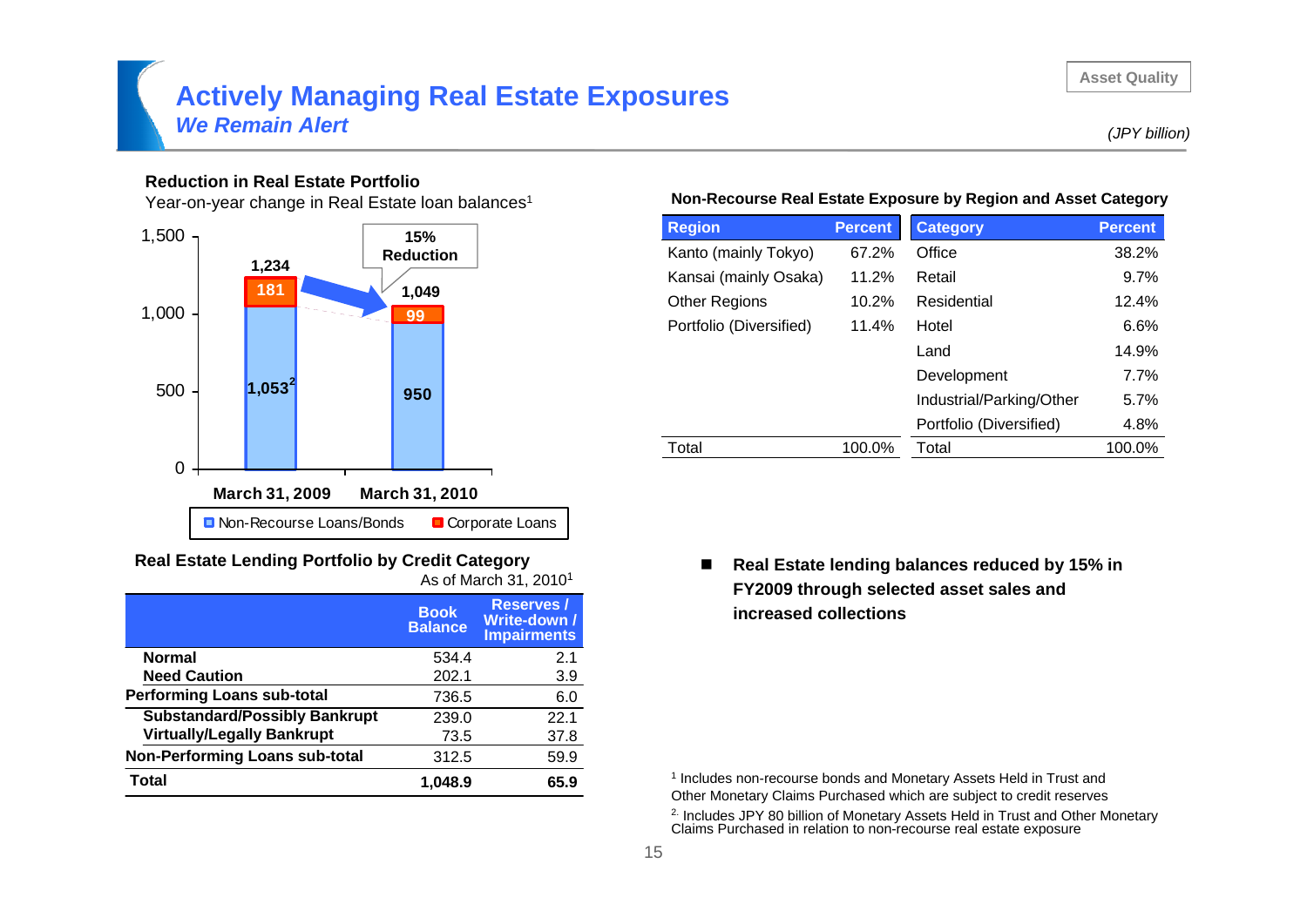Asset Quality

# Actively Managing Real Estate Exposures

## *We Remain Alert*

*(JPY billion)*

### Reduction in Real Estate Portfolio

Year-on-year change in Real Estate loan balances[1]

| | March 31, 2009 | March 31, 2010 |
|---|---|---|
| Non-Recourse Loans/Bonds | 1,053[2] | 950 |
| Corporate Loans | 181 | 99 |
| Total | 1,234 | 1,049 |

15% Reduction

### Non-Recourse Real Estate Exposure by Region and Asset Category

| Region | Percent | Category | Percent |
|---|---|---|---|
| Kanto (mainly Tokyo) | 67.2% | Office | 38.2% |
| Kansai (mainly Osaka) | 11.2% | Retail | 9.7% |
| Other Regions | 10.2% | Residential | 12.4% |
| Portfolio (Diversified) | 11.4% | Hotel | 6.6% |
| | | Land | 14.9% |
| | | Development | 7.7% |
| | | Industrial/Parking/Other | 5.7% |
| | | Portfolio (Diversified) | 4.8% |
| Total | 100.0% | Total | 100.0% |

### Real Estate Lending Portfolio by Credit Category

As of March 31, 2010[1]

| | Book Balance | Reserves / Write-down / Impairments |
|---|---|---|
| **Normal** | 534.4 | 2.1 |
| **Need Caution** | 202.1 | 3.9 |
| **Performing Loans sub-total** | 736.5 | 6.0 |
| **Substandard/Possibly Bankrupt** | 239.0 | 22.1 |
| **Virtually/Legally Bankrupt** | 73.5 | 37.8 |
| **Non-Performing Loans sub-total** | 312.5 | 59.9 |
| **Total** | **1,048.9** | **65.9** |

- **Real Estate lending balances reduced by 15% in FY2009 through selected asset sales and increased collections**

[1] Includes non-recourse bonds and Monetary Assets Held in Trust and Other Monetary Claims Purchased which are subject to credit reserves

[2] Includes JPY 80 billion of Monetary Assets Held in Trust and Other Monetary Claims Purchased in relation to non-recourse real estate exposure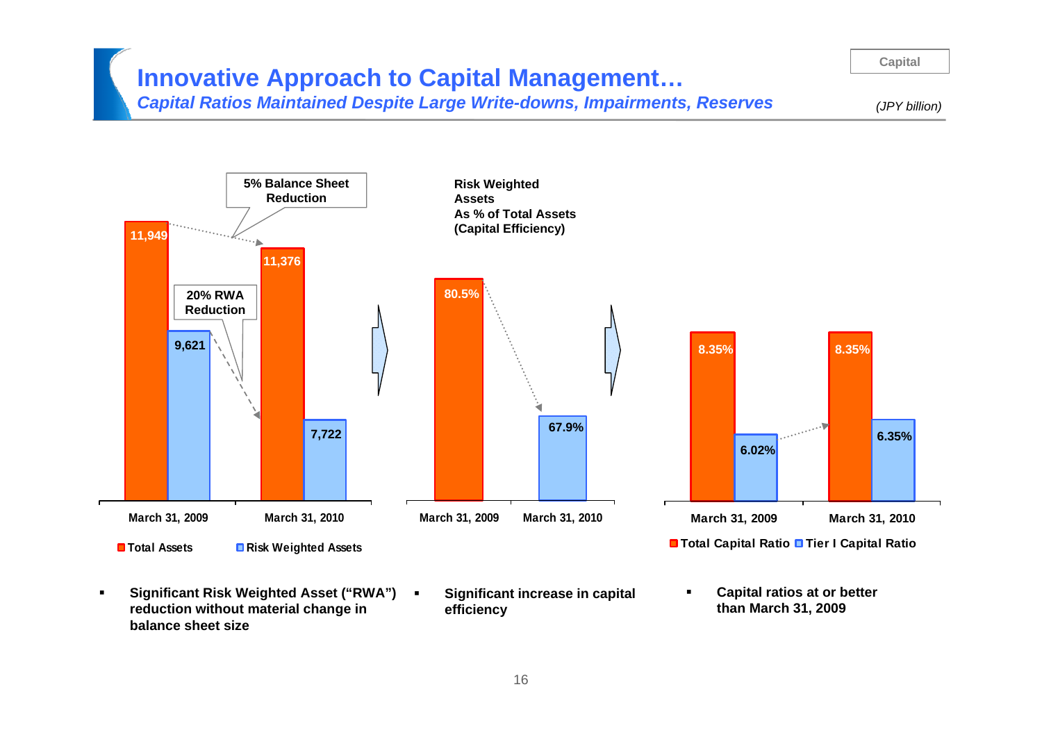# Innovative Approach to Capital Management…

## *Capital Ratios Maintained Despite Large Write-downs, Impairments, Reserves*

Capital

*(JPY billion)*

5% Balance Sheet Reduction

20% RWA Reduction

| | March 31, 2009 | March 31, 2010 |
|---|---|---|
| Total Assets | 11,949 | 11,376 |
| Risk Weighted Assets | 9,621 | 7,722 |

**Risk Weighted Assets As % of Total Assets (Capital Efficiency)**

| March 31, 2009 | March 31, 2010 |
|---|---|
| 80.5% | 67.9% |

| | March 31, 2009 | March 31, 2010 |
|---|---|---|
| Total Capital Ratio | 8.35% | 8.35% |
| Tier I Capital Ratio | 6.02% | 6.35% |

- **Significant Risk Weighted Asset ("RWA") reduction without material change in balance sheet size**
- **Significant increase in capital efficiency**
- **Capital ratios at or better than March 31, 2009**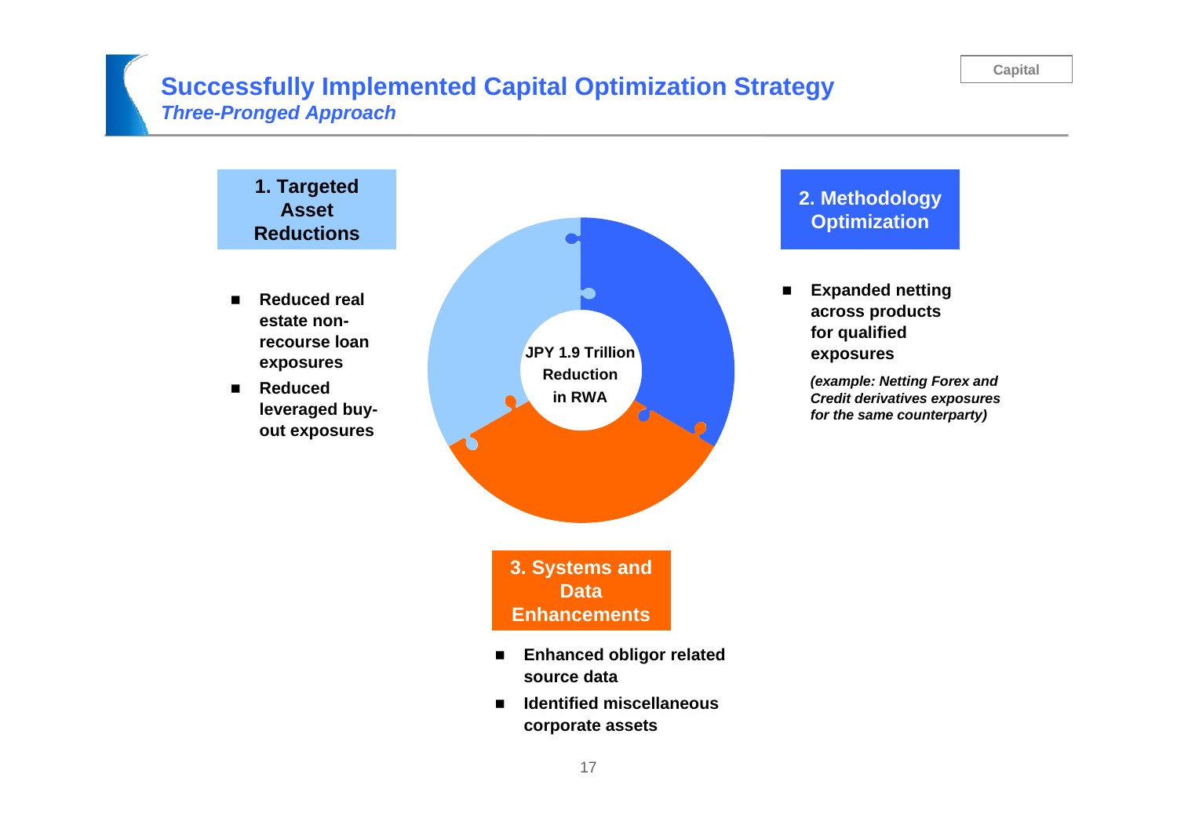# Successfully Implemented Capital Optimization Strategy

*Three-Pronged Approach*

**JPY 1.9 Trillion Reduction in RWA**

## 1. Targeted Asset Reductions

- **Reduced real estate non-recourse loan exposures**
- **Reduced leveraged buy-out exposures**

## 2. Methodology Optimization

- **Expanded netting across products for qualified exposures**

  ***(example: Netting Forex and Credit derivatives exposures for the same counterparty)***

## 3. Systems and Data Enhancements

- **Enhanced obligor related source data**
- **Identified miscellaneous corporate assets**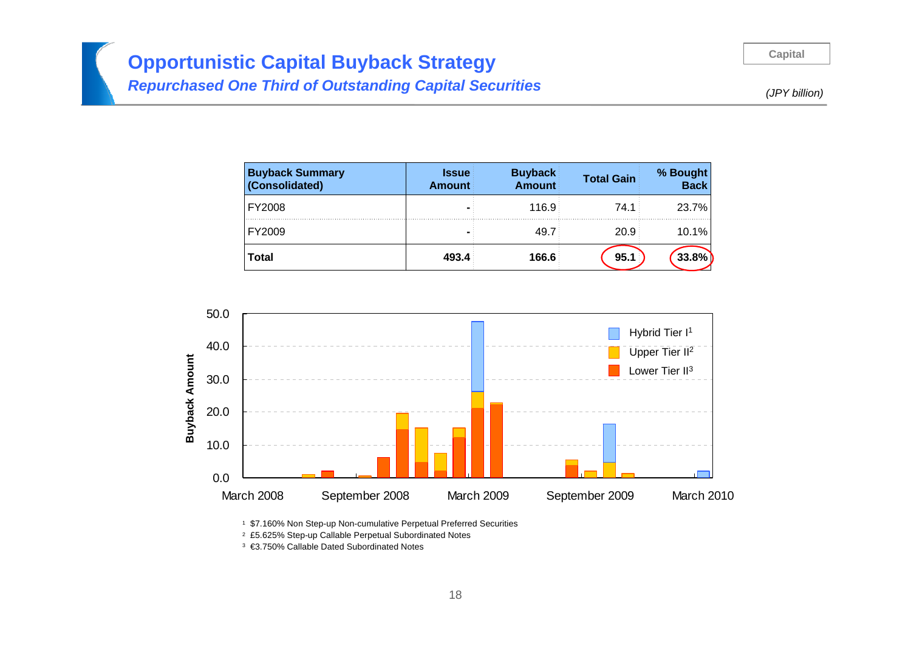# Opportunistic Capital Buyback Strategy

## *Repurchased One Third of Outstanding Capital Securities*

*(JPY billion)*

| Buyback Summary (Consolidated) | Issue Amount | Buyback Amount | Total Gain | % Bought Back |
|---|---|---|---|---|
| FY2008 | - | 116.9 | 74.1 | 23.7% |
| FY2009 | - | 49.7 | 20.9 | 10.1% |
| **Total** | **493.4** | **166.6** | **95.1** | **33.8%** |

Buyback Amount

Hybrid Tier I[1]
Upper Tier II[2]
Lower Tier II[3]

March 2008 | September 2008 | March 2009 | September 2009 | March 2010

[1] $7.160% Non Step-up Non-cumulative Perpetual Preferred Securities

[2] £5.625% Step-up Callable Perpetual Subordinated Notes

[3] €3.750% Callable Dated Subordinated Notes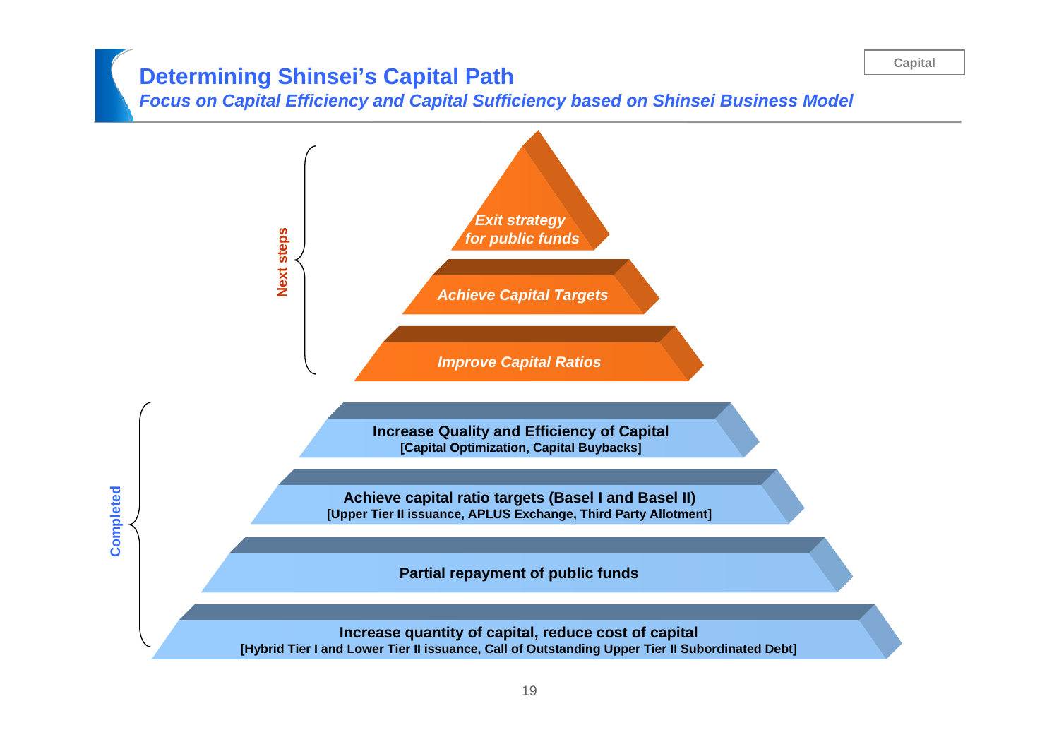Capital

# Determining Shinsei's Capital Path

*Focus on Capital Efficiency and Capital Sufficiency based on Shinsei Business Model*

**Next steps**

- *Exit strategy for public funds*
- *Achieve Capital Targets*
- *Improve Capital Ratios*

**Completed**

- **Increase Quality and Efficiency of Capital**
  **[Capital Optimization, Capital Buybacks]**
- **Achieve capital ratio targets (Basel I and Basel II)**
  **[Upper Tier II issuance, APLUS Exchange, Third Party Allotment]**
- **Partial repayment of public funds**
- **Increase quantity of capital, reduce cost of capital**
  **[Hybrid Tier I and Lower Tier II issuance, Call of Outstanding Upper Tier II Subordinated Debt]**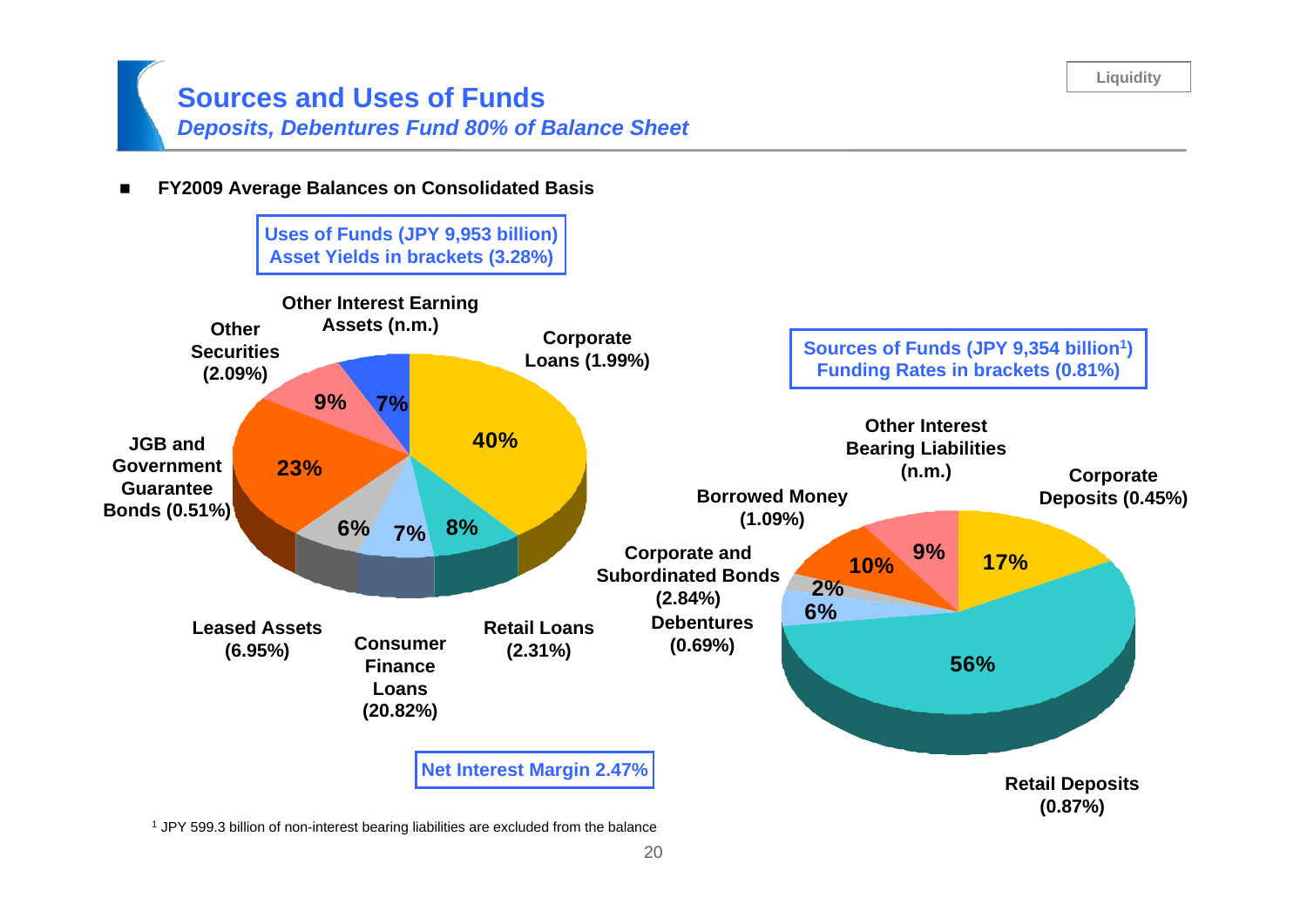# Sources and Uses of Funds

*Deposits, Debentures Fund 80% of Balance Sheet*

- **FY2009 Average Balances on Consolidated Basis**

**Uses of Funds (JPY 9,953 billion)**
**Asset Yields in brackets (3.28%)**

| Item | Share |
| --- | --- |
| Corporate Loans (1.99%) | 40% |
| Retail Loans (2.31%) | 8% |
| Consumer Finance Loans (20.82%) | 7% |
| Leased Assets (6.95%) | 6% |
| JGB and Government Guarantee Bonds (0.51%) | 23% |
| Other Securities (2.09%) | 9% |
| Other Interest Earning Assets (n.m.) | 7% |

**Sources of Funds (JPY 9,354 billion[1])**
**Funding Rates in brackets (0.81%)**

| Item | Share |
| --- | --- |
| Corporate Deposits (0.45%) | 17% |
| Retail Deposits (0.87%) | 56% |
| Debentures (0.69%) | 6% |
| Corporate and Subordinated Bonds (2.84%) | 2% |
| Borrowed Money (1.09%) | 10% |
| Other Interest Bearing Liabilities (n.m.) | 9% |

**Net Interest Margin 2.47%**

[1] JPY 599.3 billion of non-interest bearing liabilities are excluded from the balance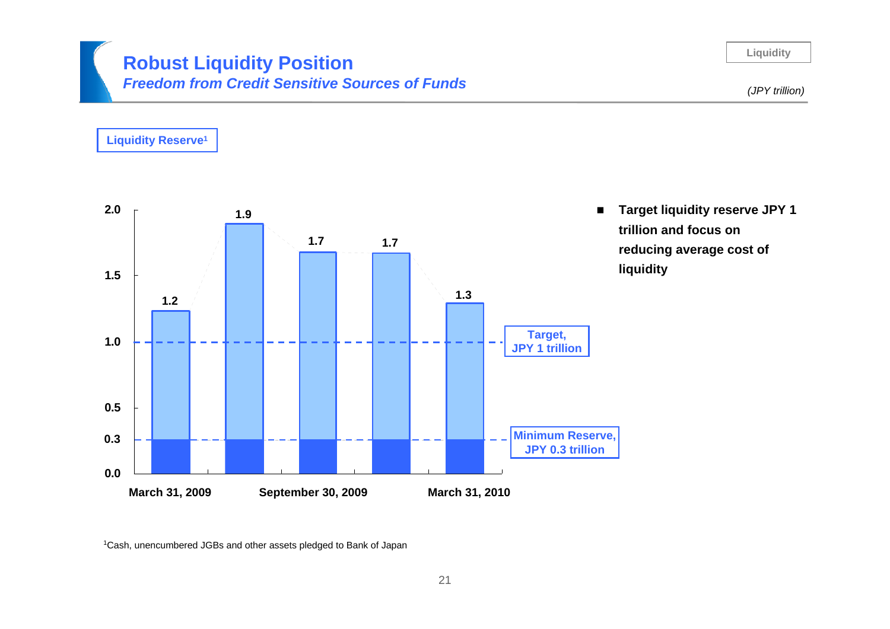# Robust Liquidity Position

## *Freedom from Credit Sensitive Sources of Funds*

Liquidity

*(JPY trillion)*

**Liquidity Reserve[1]**

| Date | Liquidity Reserve |
|---|---|
| March 31, 2009 | 1.2 |
| | 1.9 |
| September 30, 2009 | 1.7 |
| | 1.7 |
| March 31, 2010 | 1.3 |

Target, JPY 1 trillion

Minimum Reserve, JPY 0.3 trillion

- **Target liquidity reserve JPY 1 trillion and focus on reducing average cost of liquidity**

[1]Cash, unencumbered JGBs and other assets pledged to Bank of Japan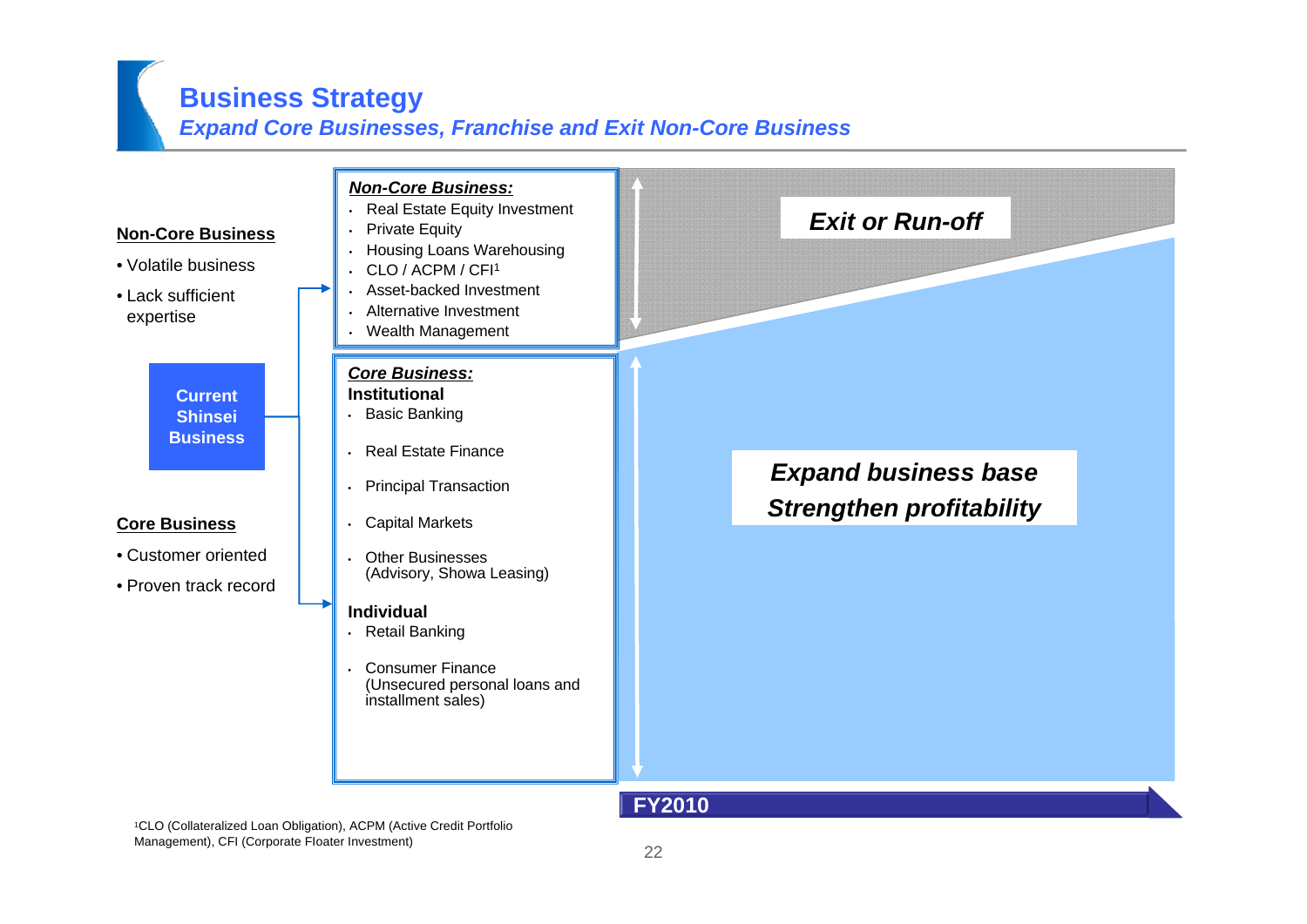# Business Strategy

## *Expand Core Businesses, Franchise and Exit Non-Core Business*

**Non-Core Business**

- Volatile business
- Lack sufficient expertise

**Current Shinsei Business**

**Core Business**

- Customer oriented
- Proven track record

***Non-Core Business:***

- Real Estate Equity Investment
- Private Equity
- Housing Loans Warehousing
- CLO / ACPM / CFI[1]
- Asset-backed Investment
- Alternative Investment
- Wealth Management

***Core Business:***

**Institutional**

- Basic Banking
- Real Estate Finance
- Principal Transaction
- Capital Markets
- Other Businesses (Advisory, Showa Leasing)

**Individual**

- Retail Banking
- Consumer Finance (Unsecured personal loans and installment sales)

***Exit or Run-off***

***Expand business base***
***Strengthen profitability***

**FY2010**

[1]CLO (Collateralized Loan Obligation), ACPM (Active Credit Portfolio Management), CFI (Corporate Floater Investment)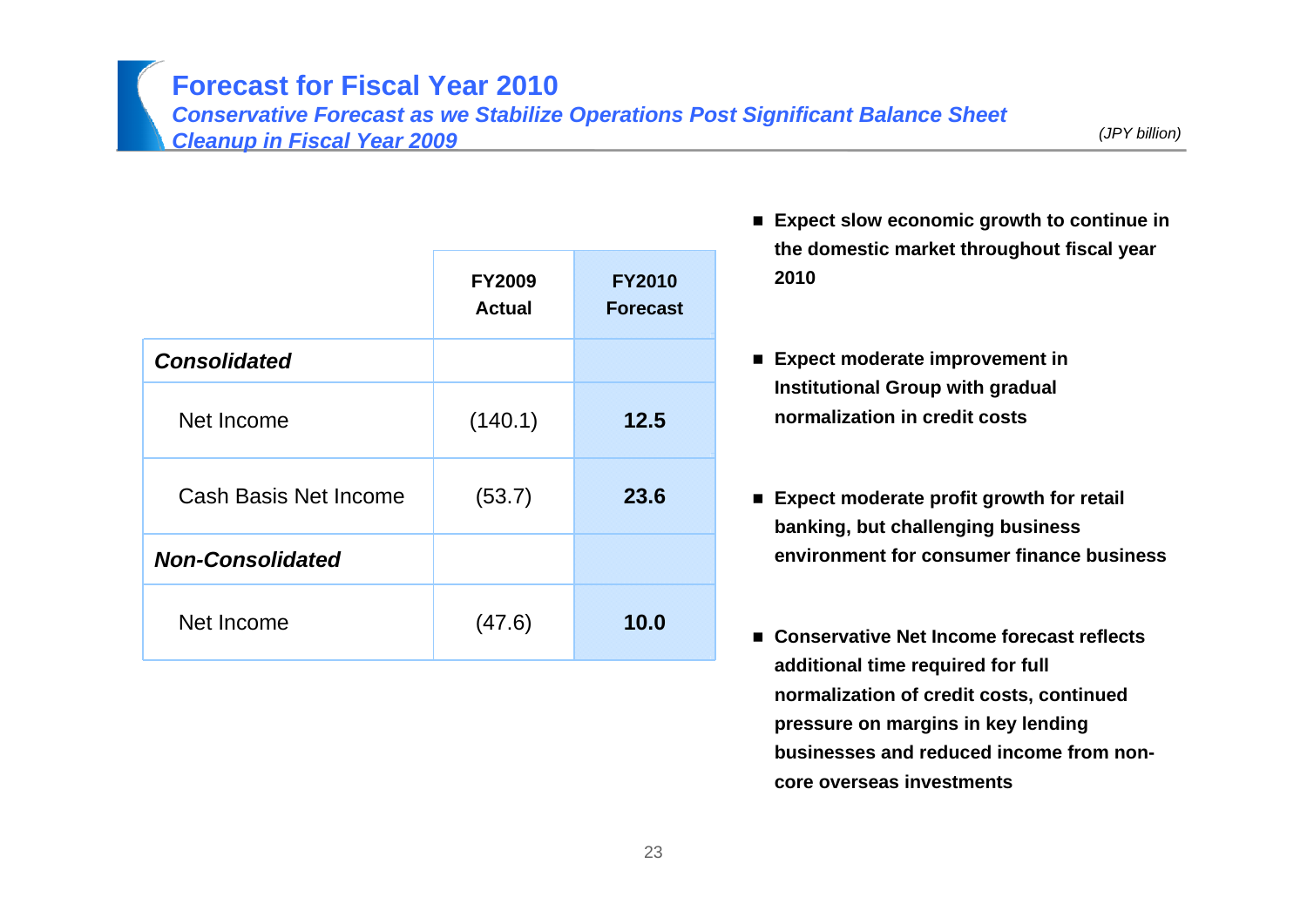# Forecast for Fiscal Year 2010

## *Conservative Forecast as we Stabilize Operations Post Significant Balance Sheet Cleanup in Fiscal Year 2009*

*(JPY billion)*

| | FY2009 Actual | FY2010 Forecast |
|---|---|---|
| ***Consolidated*** | | |
| Net Income | (140.1) | **12.5** |
| Cash Basis Net Income | (53.7) | **23.6** |
| ***Non-Consolidated*** | | |
| Net Income | (47.6) | **10.0** |

- **Expect slow economic growth to continue in the domestic market throughout fiscal year 2010**
- **Expect moderate improvement in Institutional Group with gradual normalization in credit costs**
- **Expect moderate profit growth for retail banking, but challenging business environment for consumer finance business**
- **Conservative Net Income forecast reflects additional time required for full normalization of credit costs, continued pressure on margins in key lending businesses and reduced income from non-core overseas investments**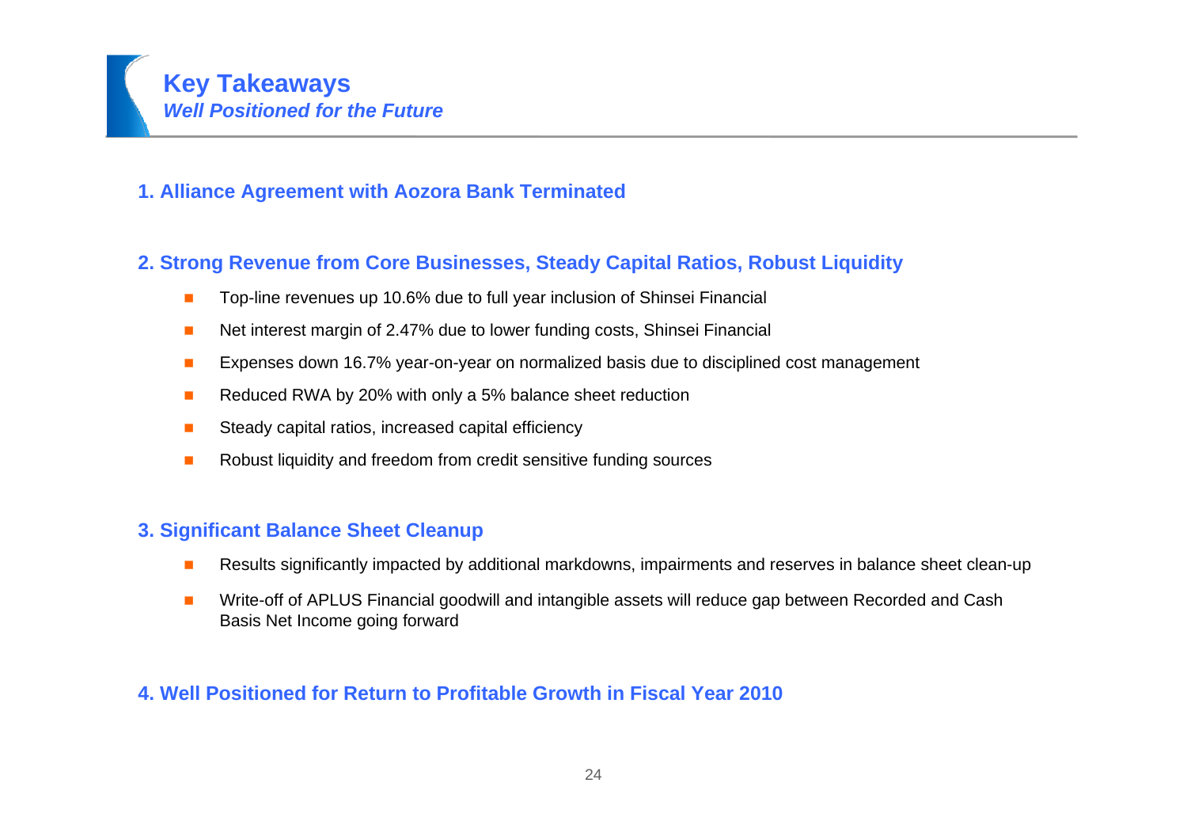# Key Takeaways

## *Well Positioned for the Future*

### 1. Alliance Agreement with Aozora Bank Terminated

### 2. Strong Revenue from Core Businesses, Steady Capital Ratios, Robust Liquidity

- Top-line revenues up 10.6% due to full year inclusion of Shinsei Financial
- Net interest margin of 2.47% due to lower funding costs, Shinsei Financial
- Expenses down 16.7% year-on-year on normalized basis due to disciplined cost management
- Reduced RWA by 20% with only a 5% balance sheet reduction
- Steady capital ratios, increased capital efficiency
- Robust liquidity and freedom from credit sensitive funding sources

### 3. Significant Balance Sheet Cleanup

- Results significantly impacted by additional markdowns, impairments and reserves in balance sheet clean-up
- Write-off of APLUS Financial goodwill and intangible assets will reduce gap between Recorded and Cash Basis Net Income going forward

### 4. Well Positioned for Return to Profitable Growth in Fiscal Year 2010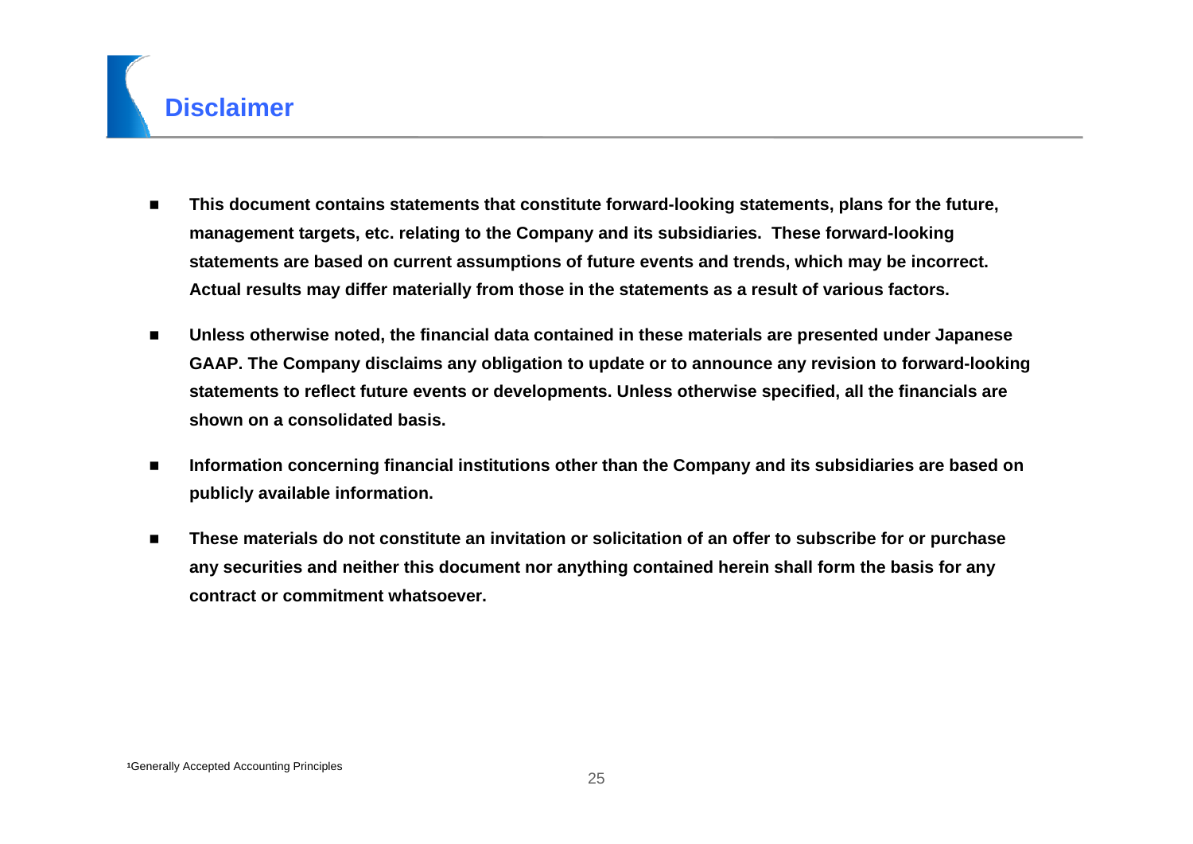# Disclaimer

- **This document contains statements that constitute forward-looking statements, plans for the future, management targets, etc. relating to the Company and its subsidiaries. These forward-looking statements are based on current assumptions of future events and trends, which may be incorrect. Actual results may differ materially from those in the statements as a result of various factors.**

- **Unless otherwise noted, the financial data contained in these materials are presented under Japanese GAAP. The Company disclaims any obligation to update or to announce any revision to forward-looking statements to reflect future events or developments. Unless otherwise specified, all the financials are shown on a consolidated basis.**

- **Information concerning financial institutions other than the Company and its subsidiaries are based on publicly available information.**

- **These materials do not constitute an invitation or solicitation of an offer to subscribe for or purchase any securities and neither this document nor anything contained herein shall form the basis for any contract or commitment whatsoever.**

[1] Generally Accepted Accounting Principles